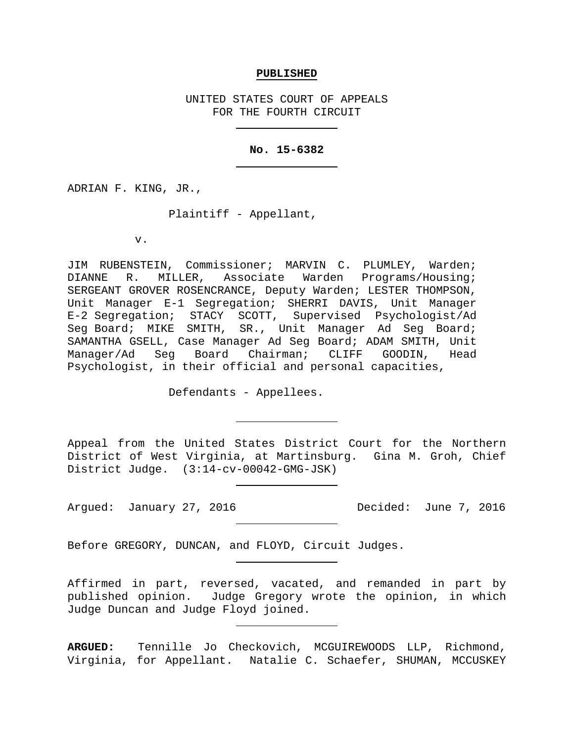**PUBLISHED**

UNITED STATES COURT OF APPEALS
FOR THE FOURTH CIRCUIT

---

**No. 15-6382**

---

ADRIAN F. KING, JR.,

Plaintiff - Appellant,

v.

JIM RUBENSTEIN, Commissioner; MARVIN C. PLUMLEY, Warden; DIANNE R. MILLER, Associate Warden Programs/Housing; SERGEANT GROVER ROSENCRANCE, Deputy Warden; LESTER THOMPSON, Unit Manager E-1 Segregation; SHERRI DAVIS, Unit Manager E-2 Segregation; STACY SCOTT, Supervised Psychologist/Ad Seg Board; MIKE SMITH, SR., Unit Manager Ad Seg Board; SAMANTHA GSELL, Case Manager Ad Seg Board; ADAM SMITH, Unit Manager/Ad Seg Board Chairman; CLIFF GOODIN, Head Psychologist, in their official and personal capacities,

Defendants - Appellees.

---

Appeal from the United States District Court for the Northern District of West Virginia, at Martinsburg. Gina M. Groh, Chief District Judge. (3:14-cv-00042-GMG-JSK)

---

Argued: January 27, 2016 Decided: June 7, 2016

---

Before GREGORY, DUNCAN, and FLOYD, Circuit Judges.

---

Affirmed in part, reversed, vacated, and remanded in part by published opinion. Judge Gregory wrote the opinion, in which Judge Duncan and Judge Floyd joined.

---

**ARGUED:** Tennille Jo Checkovich, MCGUIREWOODS LLP, Richmond, Virginia, for Appellant. Natalie C. Schaefer, SHUMAN, MCCUSKEY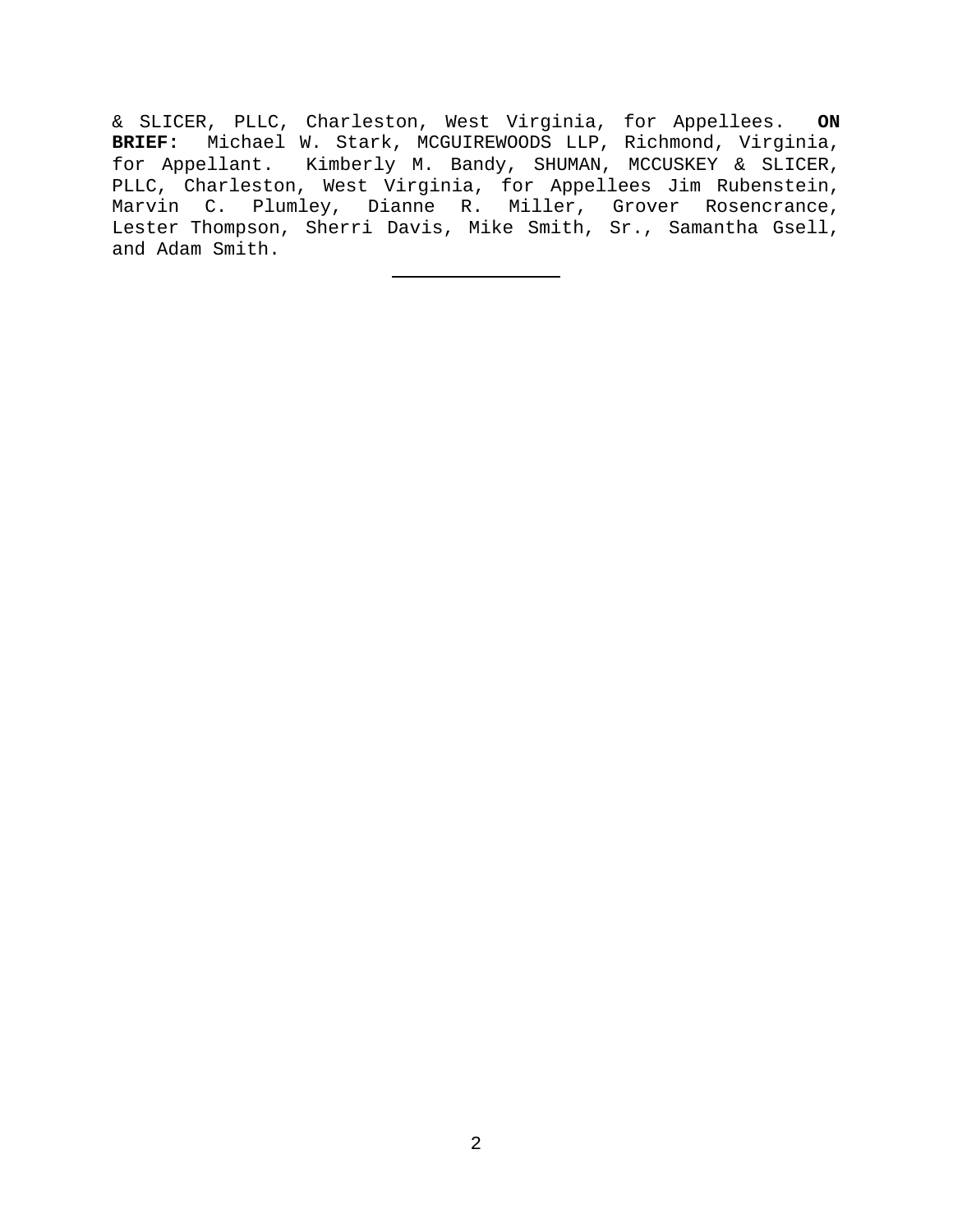& SLICER, PLLC, Charleston, West Virginia, for Appellees. **ON BRIEF:** Michael W. Stark, MCGUIREWOODS LLP, Richmond, Virginia, for Appellant. Kimberly M. Bandy, SHUMAN, MCCUSKEY & SLICER, PLLC, Charleston, West Virginia, for Appellees Jim Rubenstein, Marvin C. Plumley, Dianne R. Miller, Grover Rosencrance, Lester Thompson, Sherri Davis, Mike Smith, Sr., Samantha Gsell, and Adam Smith.

---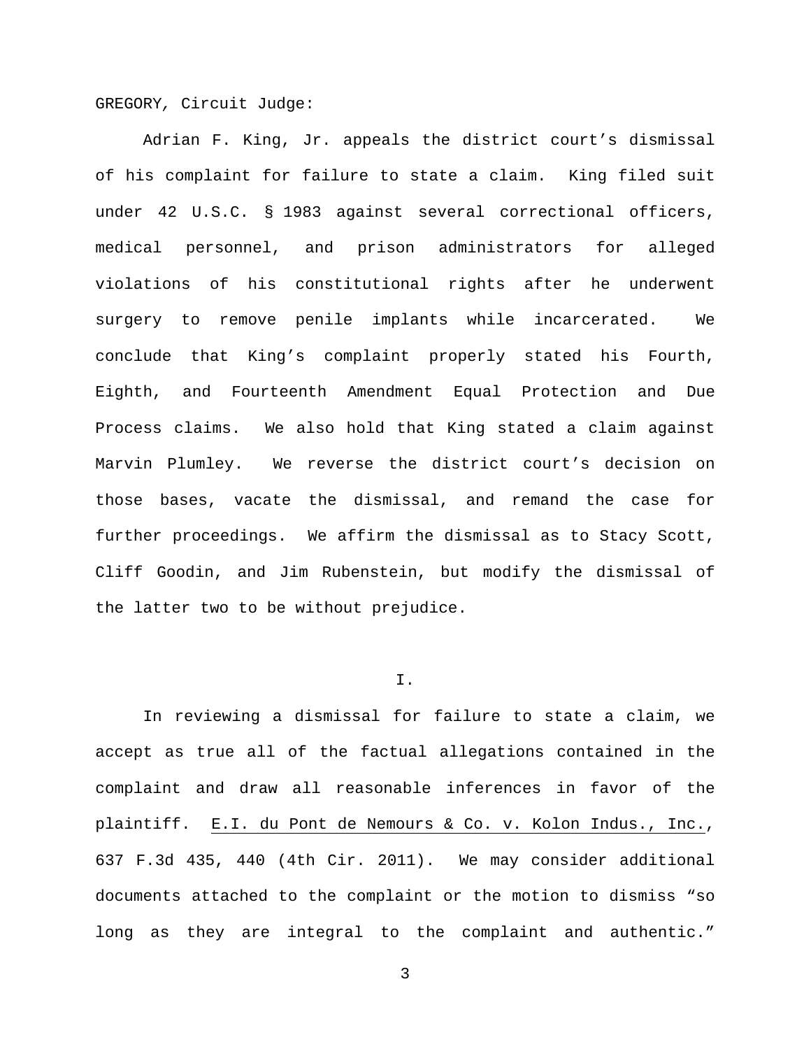GREGORY, Circuit Judge:

Adrian F. King, Jr. appeals the district court's dismissal of his complaint for failure to state a claim. King filed suit under 42 U.S.C. § 1983 against several correctional officers, medical personnel, and prison administrators for alleged violations of his constitutional rights after he underwent surgery to remove penile implants while incarcerated. We conclude that King's complaint properly stated his Fourth, Eighth, and Fourteenth Amendment Equal Protection and Due Process claims. We also hold that King stated a claim against Marvin Plumley. We reverse the district court's decision on those bases, vacate the dismissal, and remand the case for further proceedings. We affirm the dismissal as to Stacy Scott, Cliff Goodin, and Jim Rubenstein, but modify the dismissal of the latter two to be without prejudice.

## I.

In reviewing a dismissal for failure to state a claim, we accept as true all of the factual allegations contained in the complaint and draw all reasonable inferences in favor of the plaintiff. E.I. du Pont de Nemours & Co. v. Kolon Indus., Inc., 637 F.3d 435, 440 (4th Cir. 2011). We may consider additional documents attached to the complaint or the motion to dismiss "so long as they are integral to the complaint and authentic."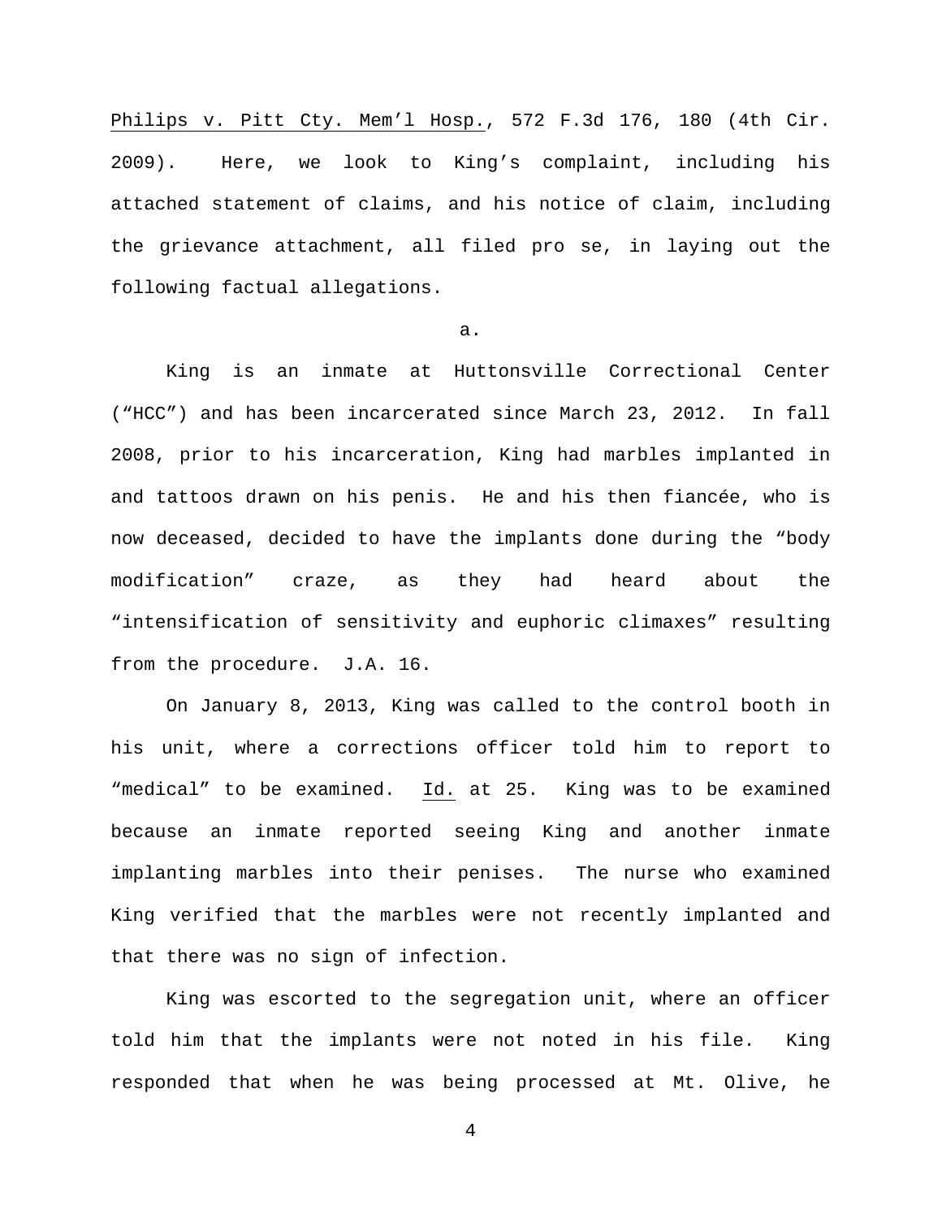Philips v. Pitt Cty. Mem'l Hosp., 572 F.3d 176, 180 (4th Cir. 2009). Here, we look to King's complaint, including his attached statement of claims, and his notice of claim, including the grievance attachment, all filed pro se, in laying out the following factual allegations.

a.

King is an inmate at Huttonsville Correctional Center ("HCC") and has been incarcerated since March 23, 2012. In fall 2008, prior to his incarceration, King had marbles implanted in and tattoos drawn on his penis. He and his then fiancée, who is now deceased, decided to have the implants done during the "body modification" craze, as they had heard about the "intensification of sensitivity and euphoric climaxes" resulting from the procedure. J.A. 16.

On January 8, 2013, King was called to the control booth in his unit, where a corrections officer told him to report to "medical" to be examined. Id. at 25. King was to be examined because an inmate reported seeing King and another inmate implanting marbles into their penises. The nurse who examined King verified that the marbles were not recently implanted and that there was no sign of infection.

King was escorted to the segregation unit, where an officer told him that the implants were not noted in his file. King responded that when he was being processed at Mt. Olive, he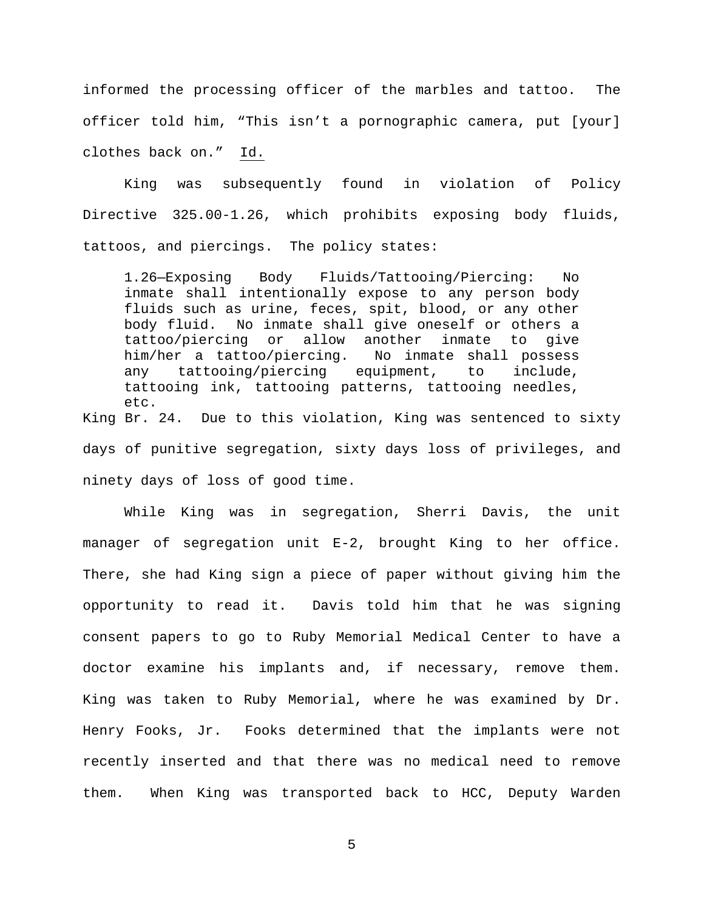informed the processing officer of the marbles and tattoo. The officer told him, “This isn’t a pornographic camera, put [your] clothes back on.” Id.

King was subsequently found in violation of Policy Directive 325.00-1.26, which prohibits exposing body fluids, tattoos, and piercings. The policy states:

> 1.26—Exposing Body Fluids/Tattooing/Piercing: No inmate shall intentionally expose to any person body fluids such as urine, feces, spit, blood, or any other body fluid. No inmate shall give oneself or others a tattoo/piercing or allow another inmate to give him/her a tattoo/piercing. No inmate shall possess any tattooing/piercing equipment, to include, tattooing ink, tattooing patterns, tattooing needles, etc.

King Br. 24. Due to this violation, King was sentenced to sixty days of punitive segregation, sixty days loss of privileges, and ninety days of loss of good time.

While King was in segregation, Sherri Davis, the unit manager of segregation unit E-2, brought King to her office. There, she had King sign a piece of paper without giving him the opportunity to read it. Davis told him that he was signing consent papers to go to Ruby Memorial Medical Center to have a doctor examine his implants and, if necessary, remove them. King was taken to Ruby Memorial, where he was examined by Dr. Henry Fooks, Jr. Fooks determined that the implants were not recently inserted and that there was no medical need to remove them. When King was transported back to HCC, Deputy Warden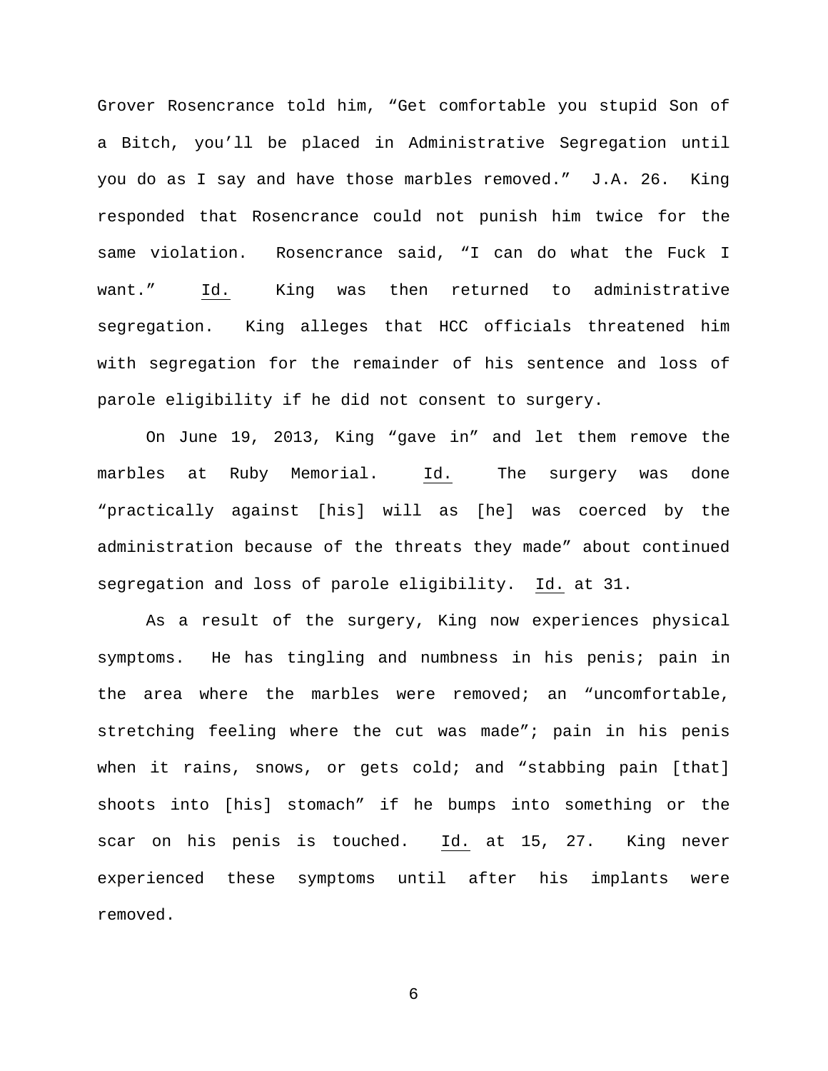Grover Rosencrance told him, "Get comfortable you stupid Son of a Bitch, you'll be placed in Administrative Segregation until you do as I say and have those marbles removed." J.A. 26. King responded that Rosencrance could not punish him twice for the same violation. Rosencrance said, "I can do what the Fuck I want." Id. King was then returned to administrative segregation. King alleges that HCC officials threatened him with segregation for the remainder of his sentence and loss of parole eligibility if he did not consent to surgery.

On June 19, 2013, King "gave in" and let them remove the marbles at Ruby Memorial. Id. The surgery was done "practically against [his] will as [he] was coerced by the administration because of the threats they made" about continued segregation and loss of parole eligibility. Id. at 31.

As a result of the surgery, King now experiences physical symptoms. He has tingling and numbness in his penis; pain in the area where the marbles were removed; an "uncomfortable, stretching feeling where the cut was made"; pain in his penis when it rains, snows, or gets cold; and "stabbing pain [that] shoots into [his] stomach" if he bumps into something or the scar on his penis is touched. Id. at 15, 27. King never experienced these symptoms until after his implants were removed.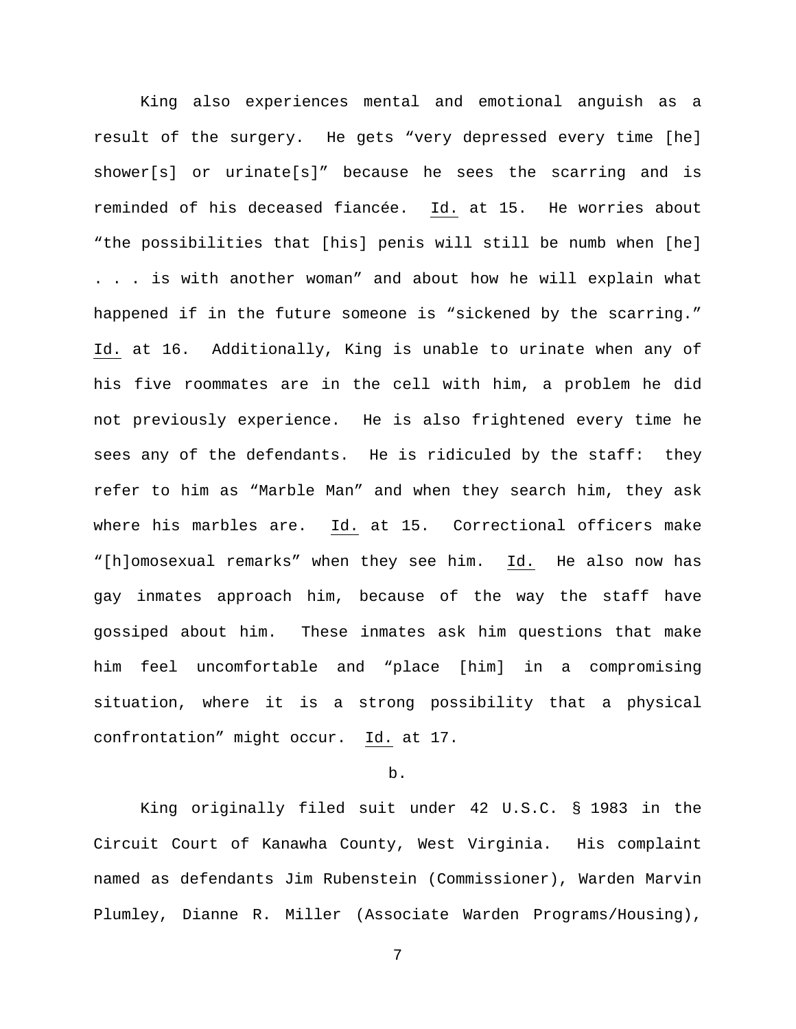King also experiences mental and emotional anguish as a result of the surgery. He gets "very depressed every time [he] shower[s] or urinate[s]" because he sees the scarring and is reminded of his deceased fiancée. Id. at 15. He worries about "the possibilities that [his] penis will still be numb when [he] . . . is with another woman" and about how he will explain what happened if in the future someone is "sickened by the scarring." Id. at 16. Additionally, King is unable to urinate when any of his five roommates are in the cell with him, a problem he did not previously experience. He is also frightened every time he sees any of the defendants. He is ridiculed by the staff: they refer to him as "Marble Man" and when they search him, they ask where his marbles are. Id. at 15. Correctional officers make "[h]omosexual remarks" when they see him. Id. He also now has gay inmates approach him, because of the way the staff have gossiped about him. These inmates ask him questions that make him feel uncomfortable and "place [him] in a compromising situation, where it is a strong possibility that a physical confrontation" might occur. Id. at 17.

b.

King originally filed suit under 42 U.S.C. § 1983 in the Circuit Court of Kanawha County, West Virginia. His complaint named as defendants Jim Rubenstein (Commissioner), Warden Marvin Plumley, Dianne R. Miller (Associate Warden Programs/Housing),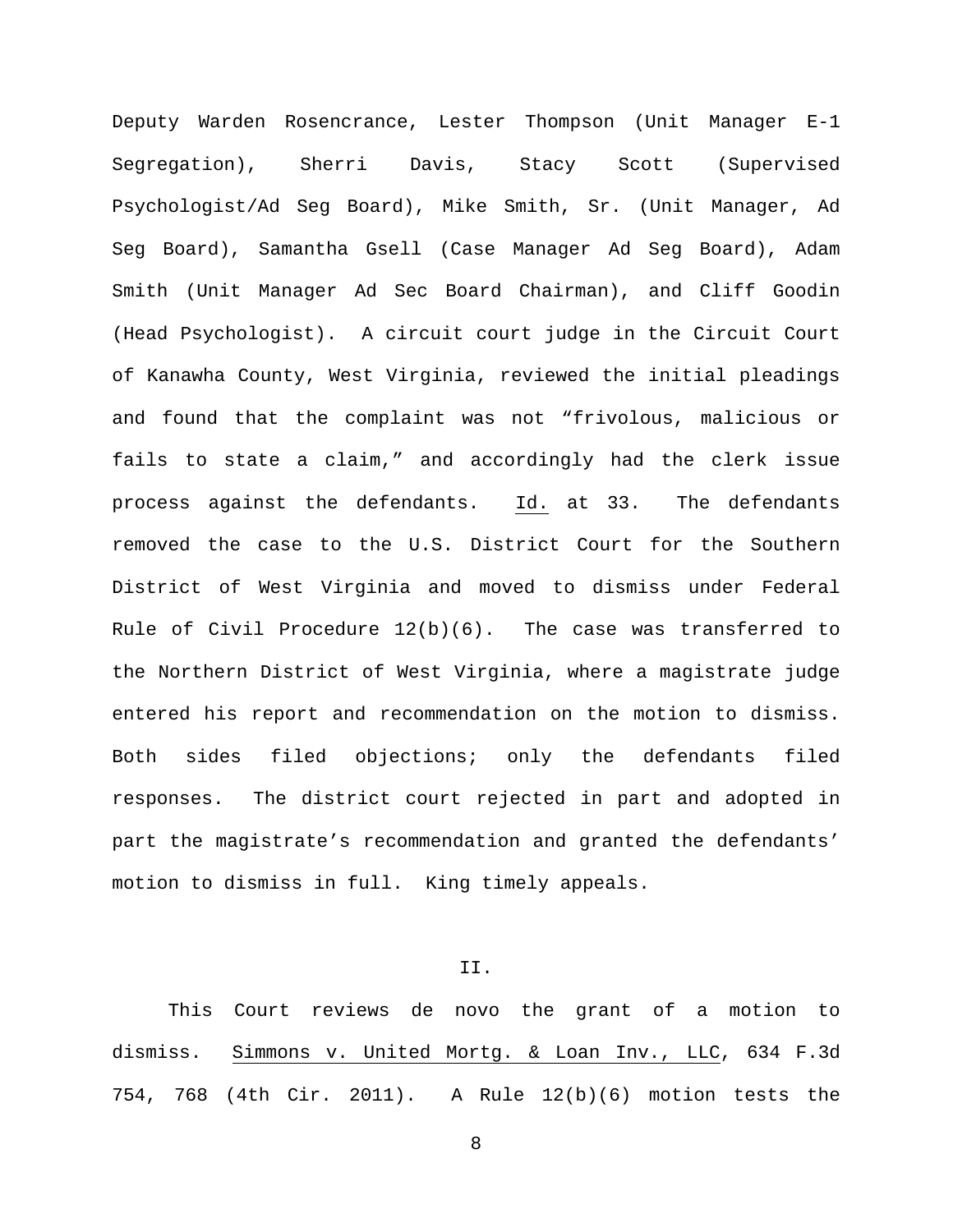Deputy Warden Rosencrance, Lester Thompson (Unit Manager E-1 Segregation), Sherri Davis, Stacy Scott (Supervised Psychologist/Ad Seg Board), Mike Smith, Sr. (Unit Manager, Ad Seg Board), Samantha Gsell (Case Manager Ad Seg Board), Adam Smith (Unit Manager Ad Sec Board Chairman), and Cliff Goodin (Head Psychologist). A circuit court judge in the Circuit Court of Kanawha County, West Virginia, reviewed the initial pleadings and found that the complaint was not "frivolous, malicious or fails to state a claim," and accordingly had the clerk issue process against the defendants. Id. at 33. The defendants removed the case to the U.S. District Court for the Southern District of West Virginia and moved to dismiss under Federal Rule of Civil Procedure 12(b)(6). The case was transferred to the Northern District of West Virginia, where a magistrate judge entered his report and recommendation on the motion to dismiss. Both sides filed objections; only the defendants filed responses. The district court rejected in part and adopted in part the magistrate's recommendation and granted the defendants' motion to dismiss in full. King timely appeals.

## II.

This Court reviews de novo the grant of a motion to dismiss. Simmons v. United Mortg. & Loan Inv., LLC, 634 F.3d 754, 768 (4th Cir. 2011). A Rule 12(b)(6) motion tests the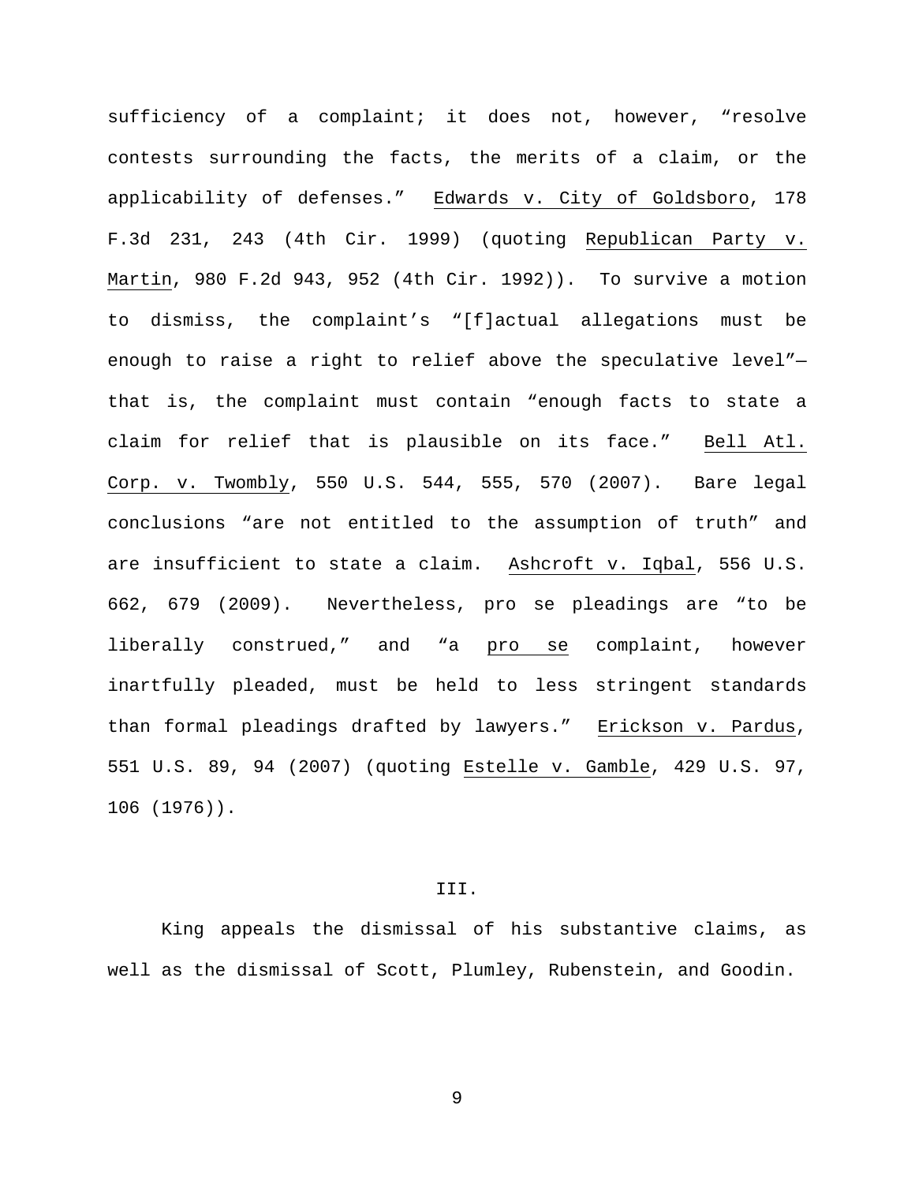sufficiency of a complaint; it does not, however, "resolve contests surrounding the facts, the merits of a claim, or the applicability of defenses." Edwards v. City of Goldsboro, 178 F.3d 231, 243 (4th Cir. 1999) (quoting Republican Party v. Martin, 980 F.2d 943, 952 (4th Cir. 1992)). To survive a motion to dismiss, the complaint's "[f]actual allegations must be enough to raise a right to relief above the speculative level"—that is, the complaint must contain "enough facts to state a claim for relief that is plausible on its face." Bell Atl. Corp. v. Twombly, 550 U.S. 544, 555, 570 (2007). Bare legal conclusions "are not entitled to the assumption of truth" and are insufficient to state a claim. Ashcroft v. Iqbal, 556 U.S. 662, 679 (2009). Nevertheless, pro se pleadings are "to be liberally construed," and "a pro se complaint, however inartfully pleaded, must be held to less stringent standards than formal pleadings drafted by lawyers." Erickson v. Pardus, 551 U.S. 89, 94 (2007) (quoting Estelle v. Gamble, 429 U.S. 97, 106 (1976)).

## III.

King appeals the dismissal of his substantive claims, as well as the dismissal of Scott, Plumley, Rubenstein, and Goodin.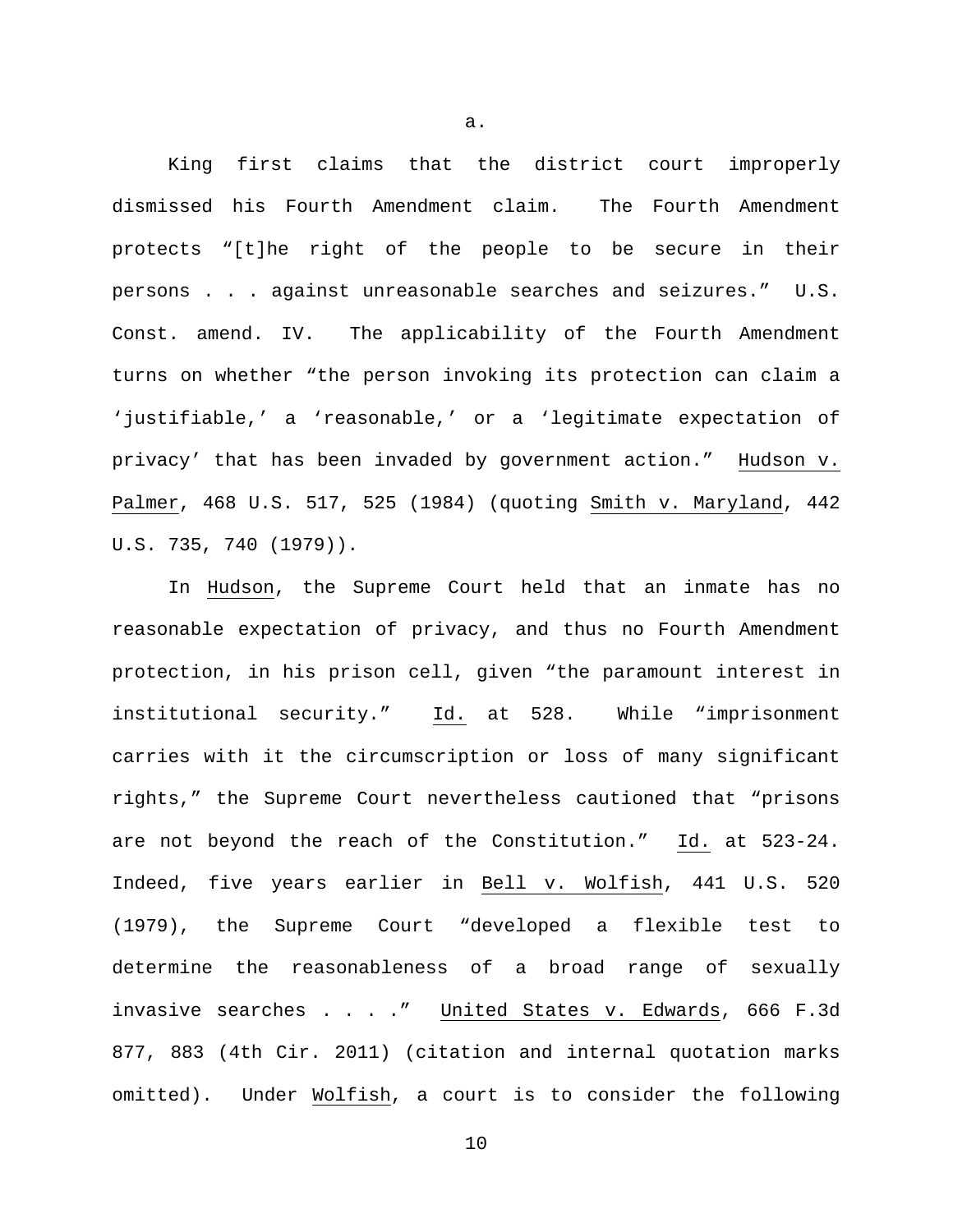a.

King first claims that the district court improperly dismissed his Fourth Amendment claim. The Fourth Amendment protects "[t]he right of the people to be secure in their persons . . . against unreasonable searches and seizures." U.S. Const. amend. IV. The applicability of the Fourth Amendment turns on whether "the person invoking its protection can claim a 'justifiable,' a 'reasonable,' or a 'legitimate expectation of privacy' that has been invaded by government action." Hudson v. Palmer, 468 U.S. 517, 525 (1984) (quoting Smith v. Maryland, 442 U.S. 735, 740 (1979)).

In Hudson, the Supreme Court held that an inmate has no reasonable expectation of privacy, and thus no Fourth Amendment protection, in his prison cell, given "the paramount interest in institutional security." Id. at 528. While "imprisonment carries with it the circumscription or loss of many significant rights," the Supreme Court nevertheless cautioned that "prisons are not beyond the reach of the Constitution." Id. at 523-24. Indeed, five years earlier in Bell v. Wolfish, 441 U.S. 520 (1979), the Supreme Court "developed a flexible test to determine the reasonableness of a broad range of sexually invasive searches . . . ." United States v. Edwards, 666 F.3d 877, 883 (4th Cir. 2011) (citation and internal quotation marks omitted). Under Wolfish, a court is to consider the following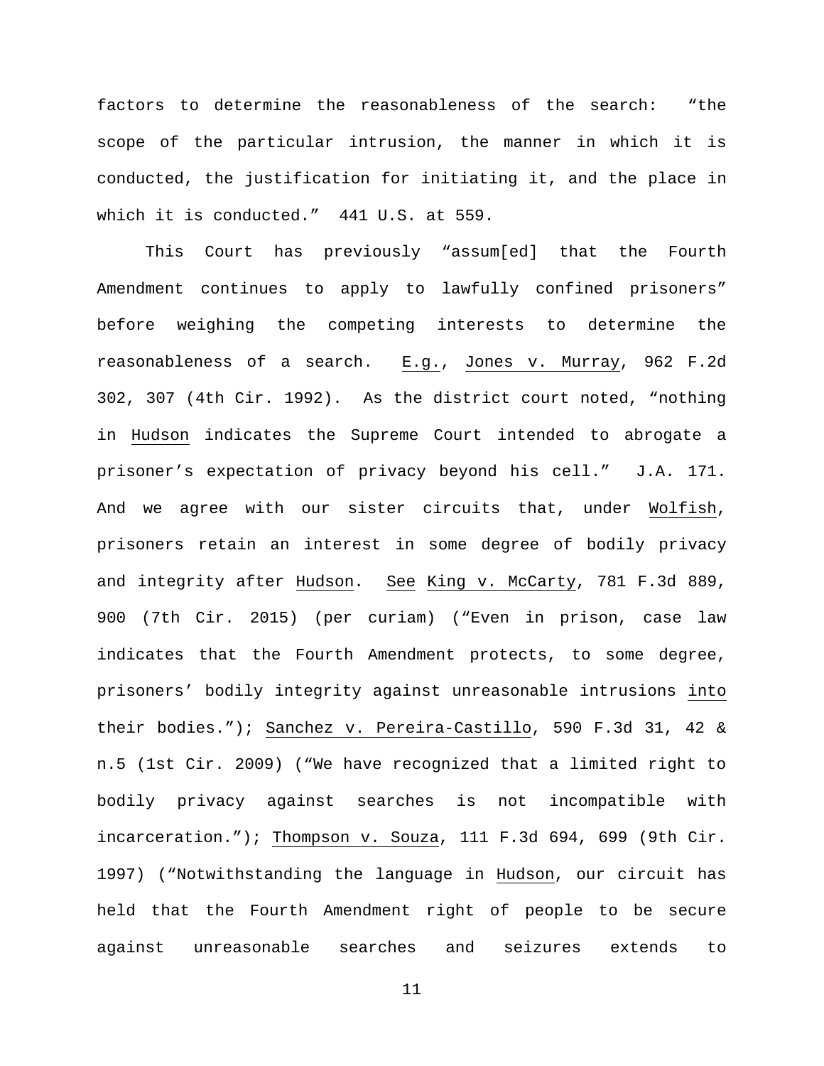factors to determine the reasonableness of the search: "the scope of the particular intrusion, the manner in which it is conducted, the justification for initiating it, and the place in which it is conducted." 441 U.S. at 559.

This Court has previously "assum[ed] that the Fourth Amendment continues to apply to lawfully confined prisoners" before weighing the competing interests to determine the reasonableness of a search. *E.g.*, *Jones v. Murray*, 962 F.2d 302, 307 (4th Cir. 1992). As the district court noted, "nothing in *Hudson* indicates the Supreme Court intended to abrogate a prisoner's expectation of privacy beyond his cell." J.A. 171. And we agree with our sister circuits that, under *Wolfish*, prisoners retain an interest in some degree of bodily privacy and integrity after *Hudson*. *See* *King v. McCarty*, 781 F.3d 889, 900 (7th Cir. 2015) (per curiam) ("Even in prison, case law indicates that the Fourth Amendment protects, to some degree, prisoners' bodily integrity against unreasonable intrusions *into* their bodies."); *Sanchez v. Pereira-Castillo*, 590 F.3d 31, 42 & n.5 (1st Cir. 2009) ("We have recognized that a limited right to bodily privacy against searches is not incompatible with incarceration."); *Thompson v. Souza*, 111 F.3d 694, 699 (9th Cir. 1997) ("Notwithstanding the language in *Hudson*, our circuit has held that the Fourth Amendment right of people to be secure against unreasonable searches and seizures extends to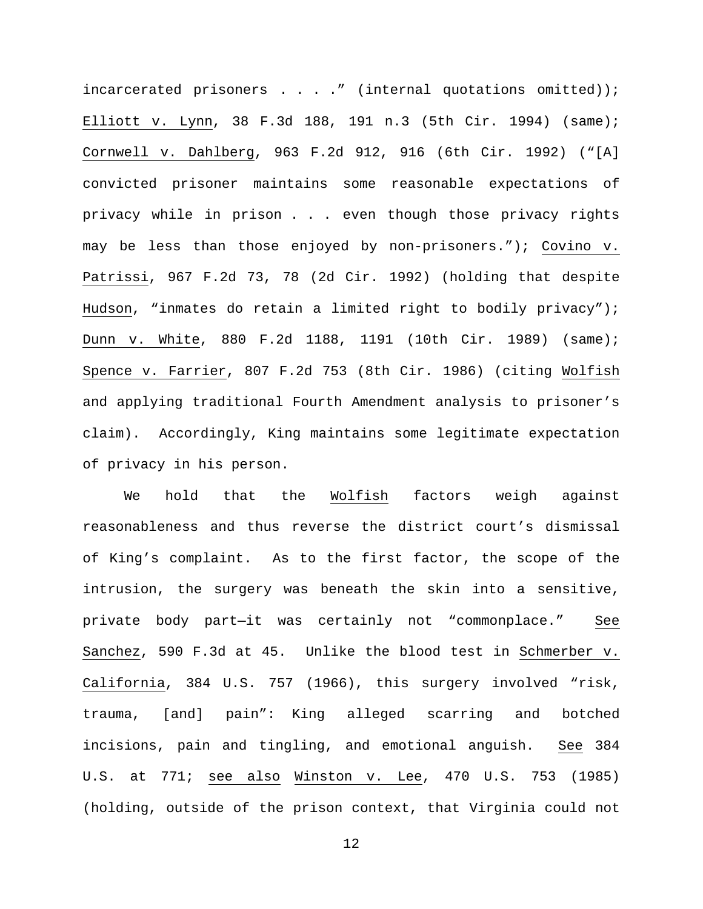incarcerated prisoners . . . ." (internal quotations omitted)); Elliott v. Lynn, 38 F.3d 188, 191 n.3 (5th Cir. 1994) (same); Cornwell v. Dahlberg, 963 F.2d 912, 916 (6th Cir. 1992) ("[A] convicted prisoner maintains some reasonable expectations of privacy while in prison . . . even though those privacy rights may be less than those enjoyed by non-prisoners."); Covino v. Patrissi, 967 F.2d 73, 78 (2d Cir. 1992) (holding that despite Hudson, "inmates do retain a limited right to bodily privacy"); Dunn v. White, 880 F.2d 1188, 1191 (10th Cir. 1989) (same); Spence v. Farrier, 807 F.2d 753 (8th Cir. 1986) (citing Wolfish and applying traditional Fourth Amendment analysis to prisoner's claim). Accordingly, King maintains some legitimate expectation of privacy in his person.

We hold that the Wolfish factors weigh against reasonableness and thus reverse the district court's dismissal of King's complaint. As to the first factor, the scope of the intrusion, the surgery was beneath the skin into a sensitive, private body part—it was certainly not "commonplace." See Sanchez, 590 F.3d at 45. Unlike the blood test in Schmerber v. California, 384 U.S. 757 (1966), this surgery involved "risk, trauma, [and] pain": King alleged scarring and botched incisions, pain and tingling, and emotional anguish. See 384 U.S. at 771; see also Winston v. Lee, 470 U.S. 753 (1985) (holding, outside of the prison context, that Virginia could not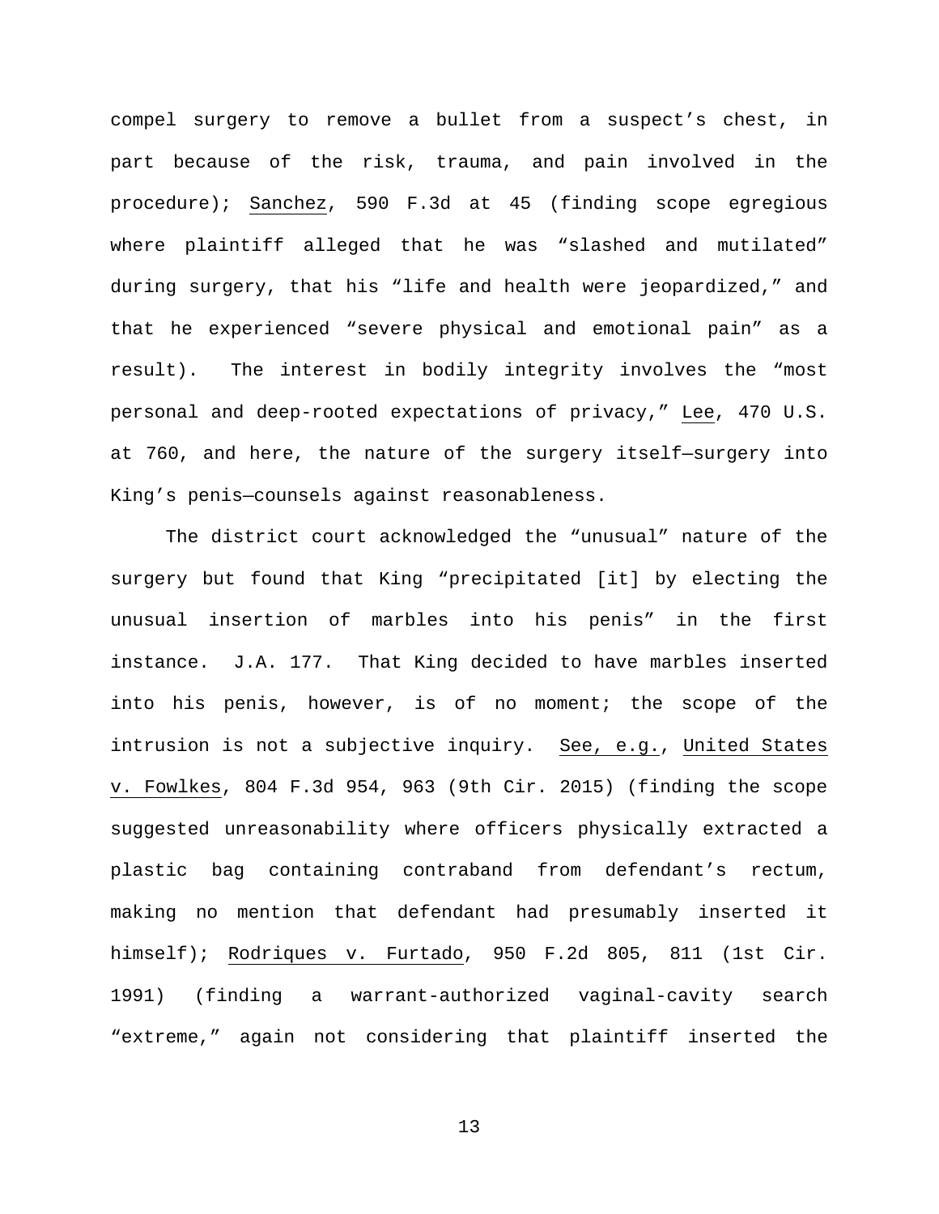compel surgery to remove a bullet from a suspect's chest, in part because of the risk, trauma, and pain involved in the procedure); Sanchez, 590 F.3d at 45 (finding scope egregious where plaintiff alleged that he was "slashed and mutilated" during surgery, that his "life and health were jeopardized," and that he experienced "severe physical and emotional pain" as a result). The interest in bodily integrity involves the "most personal and deep-rooted expectations of privacy," Lee, 470 U.S. at 760, and here, the nature of the surgery itself—surgery into King's penis—counsels against reasonableness.

The district court acknowledged the "unusual" nature of the surgery but found that King "precipitated [it] by electing the unusual insertion of marbles into his penis" in the first instance. J.A. 177. That King decided to have marbles inserted into his penis, however, is of no moment; the scope of the intrusion is not a subjective inquiry. See, e.g., United States v. Fowlkes, 804 F.3d 954, 963 (9th Cir. 2015) (finding the scope suggested unreasonability where officers physically extracted a plastic bag containing contraband from defendant's rectum, making no mention that defendant had presumably inserted it himself); Rodriques v. Furtado, 950 F.2d 805, 811 (1st Cir. 1991) (finding a warrant-authorized vaginal-cavity search "extreme," again not considering that plaintiff inserted the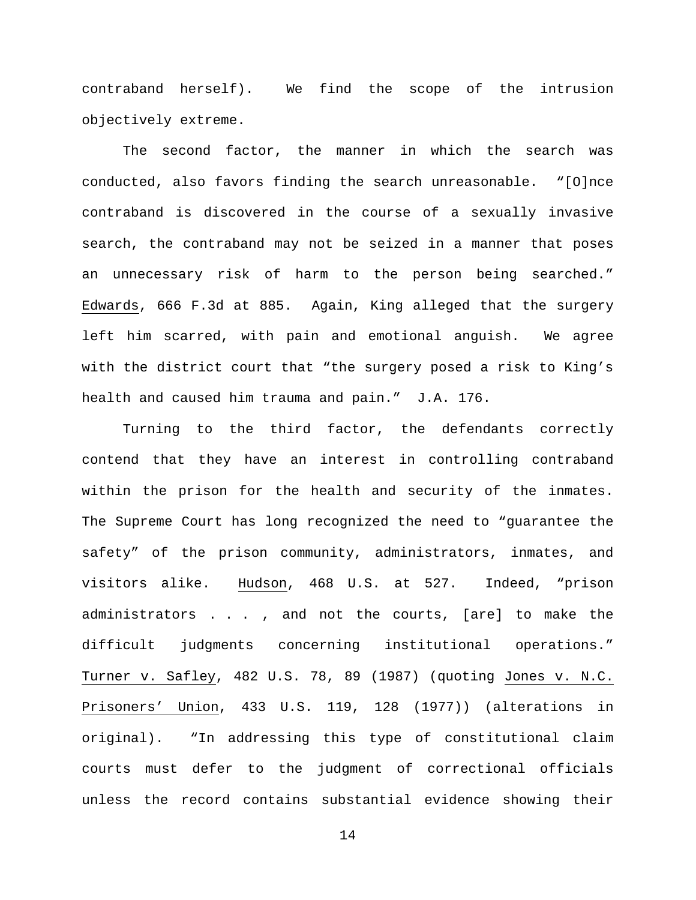contraband herself). We find the scope of the intrusion objectively extreme.

The second factor, the manner in which the search was conducted, also favors finding the search unreasonable. "[O]nce contraband is discovered in the course of a sexually invasive search, the contraband may not be seized in a manner that poses an unnecessary risk of harm to the person being searched." Edwards, 666 F.3d at 885. Again, King alleged that the surgery left him scarred, with pain and emotional anguish. We agree with the district court that "the surgery posed a risk to King's health and caused him trauma and pain." J.A. 176.

Turning to the third factor, the defendants correctly contend that they have an interest in controlling contraband within the prison for the health and security of the inmates. The Supreme Court has long recognized the need to "guarantee the safety" of the prison community, administrators, inmates, and visitors alike. Hudson, 468 U.S. at 527. Indeed, "prison administrators . . . , and not the courts, [are] to make the difficult judgments concerning institutional operations." Turner v. Safley, 482 U.S. 78, 89 (1987) (quoting Jones v. N.C. Prisoners' Union, 433 U.S. 119, 128 (1977)) (alterations in original). "In addressing this type of constitutional claim courts must defer to the judgment of correctional officials unless the record contains substantial evidence showing their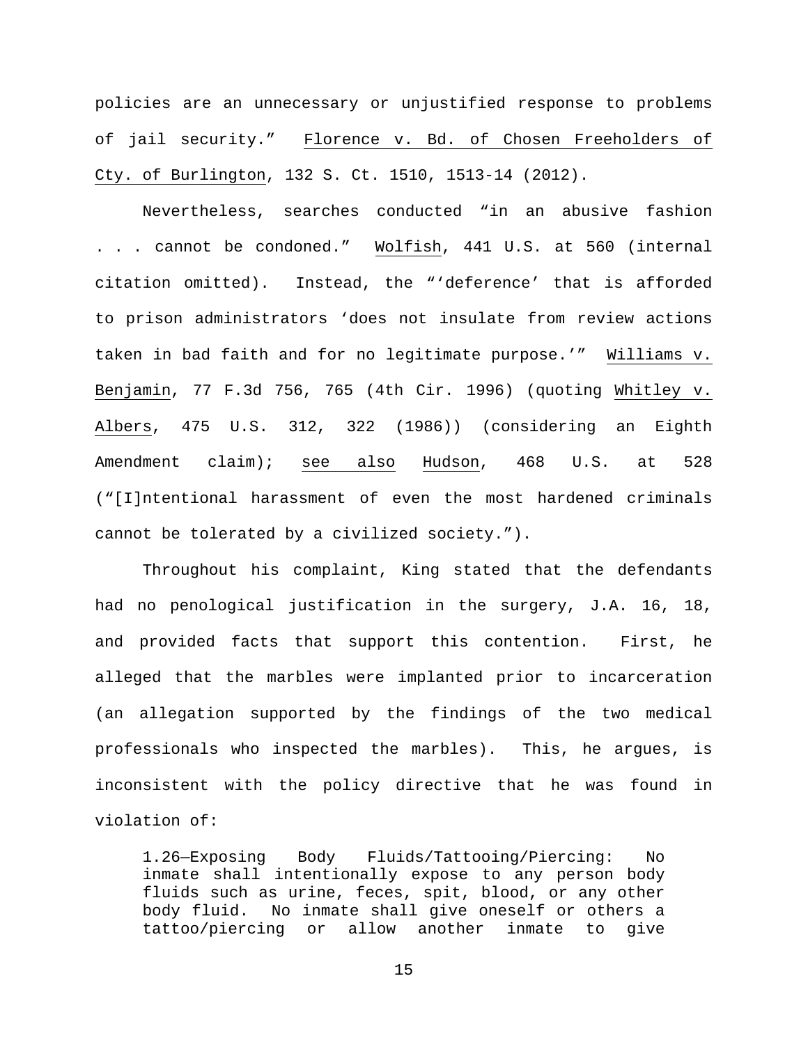policies are an unnecessary or unjustified response to problems of jail security." Florence v. Bd. of Chosen Freeholders of Cty. of Burlington, 132 S. Ct. 1510, 1513-14 (2012).

Nevertheless, searches conducted "in an abusive fashion . . . cannot be condoned." Wolfish, 441 U.S. at 560 (internal citation omitted). Instead, the "'deference' that is afforded to prison administrators 'does not insulate from review actions taken in bad faith and for no legitimate purpose.'" Williams v. Benjamin, 77 F.3d 756, 765 (4th Cir. 1996) (quoting Whitley v. Albers, 475 U.S. 312, 322 (1986)) (considering an Eighth Amendment claim); see also Hudson, 468 U.S. at 528 ("[I]ntentional harassment of even the most hardened criminals cannot be tolerated by a civilized society.").

Throughout his complaint, King stated that the defendants had no penological justification in the surgery, J.A. 16, 18, and provided facts that support this contention. First, he alleged that the marbles were implanted prior to incarceration (an allegation supported by the findings of the two medical professionals who inspected the marbles). This, he argues, is inconsistent with the policy directive that he was found in violation of:

> 1.26—Exposing Body Fluids/Tattooing/Piercing: No inmate shall intentionally expose to any person body fluids such as urine, feces, spit, blood, or any other body fluid. No inmate shall give oneself or others a tattoo/piercing or allow another inmate to give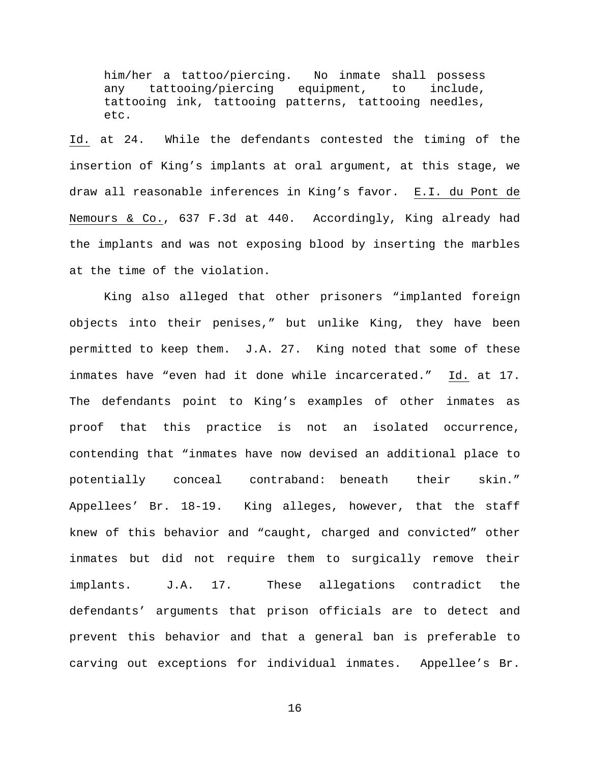> him/her a tattoo/piercing. No inmate shall possess any tattooing/piercing equipment, to include, tattooing ink, tattooing patterns, tattooing needles, etc.

Id. at 24. While the defendants contested the timing of the insertion of King's implants at oral argument, at this stage, we draw all reasonable inferences in King's favor. E.I. du Pont de Nemours & Co., 637 F.3d at 440. Accordingly, King already had the implants and was not exposing blood by inserting the marbles at the time of the violation.

King also alleged that other prisoners "implanted foreign objects into their penises," but unlike King, they have been permitted to keep them. J.A. 27. King noted that some of these inmates have "even had it done while incarcerated." Id. at 17. The defendants point to King's examples of other inmates as proof that this practice is not an isolated occurrence, contending that "inmates have now devised an additional place to potentially conceal contraband: beneath their skin." Appellees' Br. 18-19. King alleges, however, that the staff knew of this behavior and "caught, charged and convicted" other inmates but did not require them to surgically remove their implants. J.A. 17. These allegations contradict the defendants' arguments that prison officials are to detect and prevent this behavior and that a general ban is preferable to carving out exceptions for individual inmates. Appellee's Br.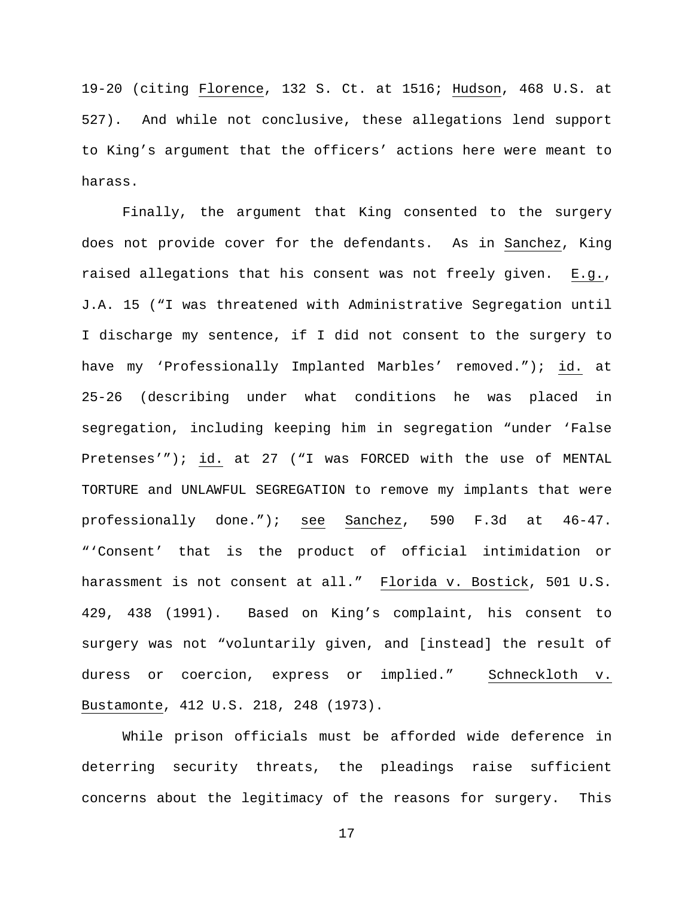19-20 (citing Florence, 132 S. Ct. at 1516; Hudson, 468 U.S. at 527). And while not conclusive, these allegations lend support to King's argument that the officers' actions here were meant to harass.

Finally, the argument that King consented to the surgery does not provide cover for the defendants. As in Sanchez, King raised allegations that his consent was not freely given. E.g., J.A. 15 ("I was threatened with Administrative Segregation until I discharge my sentence, if I did not consent to the surgery to have my 'Professionally Implanted Marbles' removed."); id. at 25-26 (describing under what conditions he was placed in segregation, including keeping him in segregation "under 'False Pretenses'"); id. at 27 ("I was FORCED with the use of MENTAL TORTURE and UNLAWFUL SEGREGATION to remove my implants that were professionally done."); see Sanchez, 590 F.3d at 46-47. "'Consent' that is the product of official intimidation or harassment is not consent at all." Florida v. Bostick, 501 U.S. 429, 438 (1991). Based on King's complaint, his consent to surgery was not "voluntarily given, and [instead] the result of duress or coercion, express or implied." Schneckloth v. Bustamonte, 412 U.S. 218, 248 (1973).

While prison officials must be afforded wide deference in deterring security threats, the pleadings raise sufficient concerns about the legitimacy of the reasons for surgery. This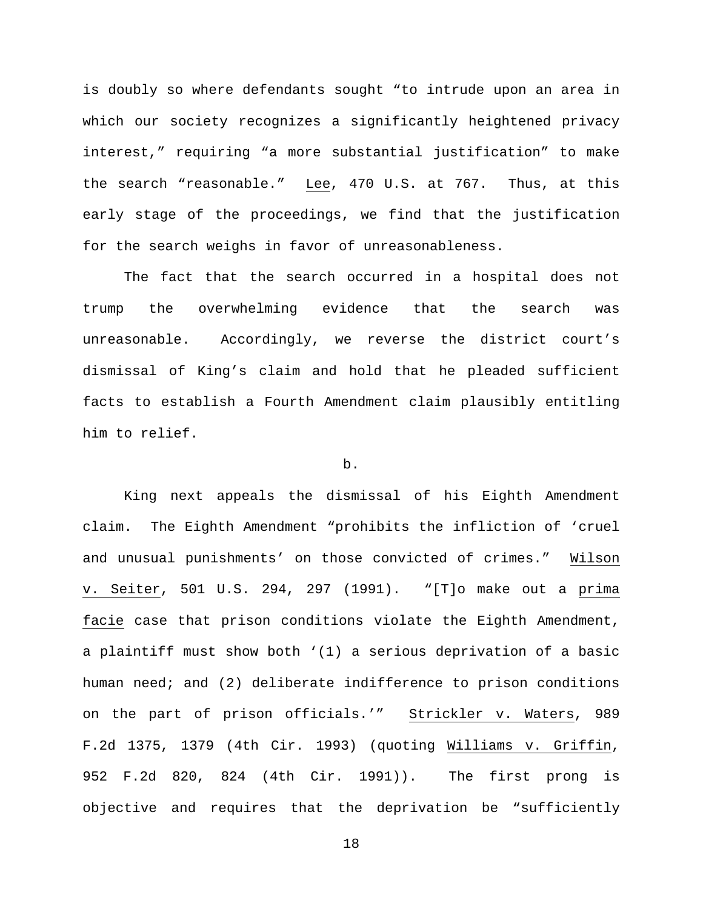is doubly so where defendants sought "to intrude upon an area in which our society recognizes a significantly heightened privacy interest," requiring "a more substantial justification" to make the search "reasonable." Lee, 470 U.S. at 767. Thus, at this early stage of the proceedings, we find that the justification for the search weighs in favor of unreasonableness.

The fact that the search occurred in a hospital does not trump the overwhelming evidence that the search was unreasonable. Accordingly, we reverse the district court's dismissal of King's claim and hold that he pleaded sufficient facts to establish a Fourth Amendment claim plausibly entitling him to relief.

b.

King next appeals the dismissal of his Eighth Amendment claim. The Eighth Amendment "prohibits the infliction of 'cruel and unusual punishments' on those convicted of crimes." Wilson v. Seiter, 501 U.S. 294, 297 (1991). "[T]o make out a prima facie case that prison conditions violate the Eighth Amendment, a plaintiff must show both '(1) a serious deprivation of a basic human need; and (2) deliberate indifference to prison conditions on the part of prison officials.'" Strickler v. Waters, 989 F.2d 1375, 1379 (4th Cir. 1993) (quoting Williams v. Griffin, 952 F.2d 820, 824 (4th Cir. 1991)). The first prong is objective and requires that the deprivation be "sufficiently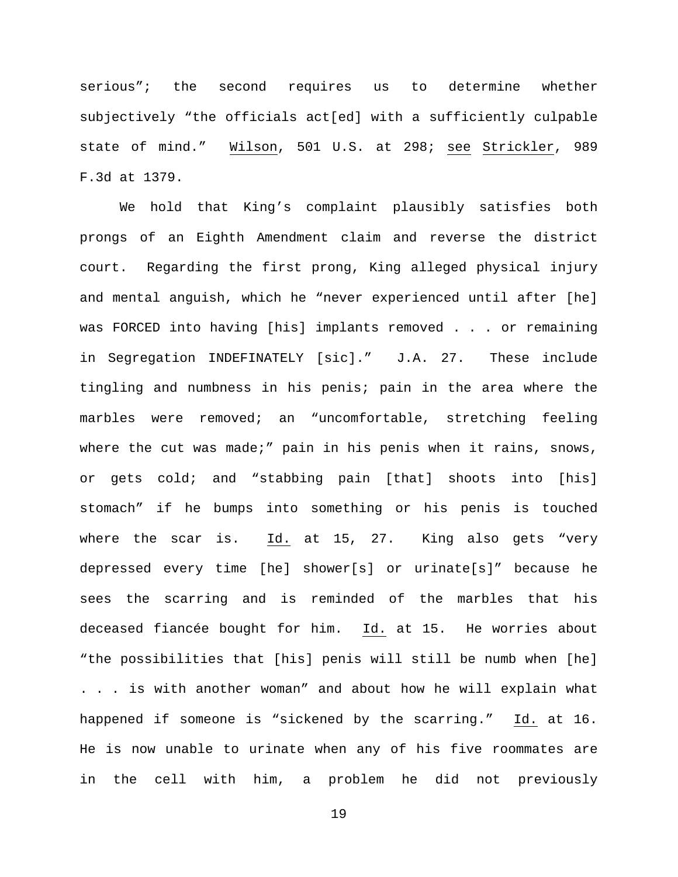serious”; the second requires us to determine whether subjectively “the officials act[ed] with a sufficiently culpable state of mind.” Wilson, 501 U.S. at 298; see Strickler, 989 F.3d at 1379.

We hold that King’s complaint plausibly satisfies both prongs of an Eighth Amendment claim and reverse the district court. Regarding the first prong, King alleged physical injury and mental anguish, which he “never experienced until after [he] was FORCED into having [his] implants removed . . . or remaining in Segregation INDEFINATELY [sic].” J.A. 27. These include tingling and numbness in his penis; pain in the area where the marbles were removed; an “uncomfortable, stretching feeling where the cut was made;” pain in his penis when it rains, snows, or gets cold; and “stabbing pain [that] shoots into [his] stomach” if he bumps into something or his penis is touched where the scar is. Id. at 15, 27. King also gets “very depressed every time [he] shower[s] or urinate[s]” because he sees the scarring and is reminded of the marbles that his deceased fiancée bought for him. Id. at 15. He worries about “the possibilities that [his] penis will still be numb when [he] . . . is with another woman” and about how he will explain what happened if someone is “sickened by the scarring.” Id. at 16. He is now unable to urinate when any of his five roommates are in the cell with him, a problem he did not previously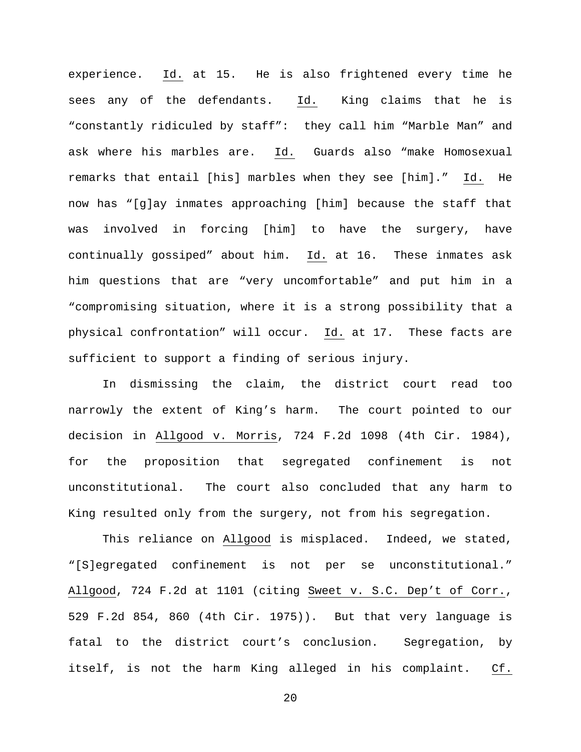experience. Id. at 15. He is also frightened every time he sees any of the defendants. Id. King claims that he is "constantly ridiculed by staff": they call him "Marble Man" and ask where his marbles are. Id. Guards also "make Homosexual remarks that entail [his] marbles when they see [him]." Id. He now has "[g]ay inmates approaching [him] because the staff that was involved in forcing [him] to have the surgery, have continually gossiped" about him. Id. at 16. These inmates ask him questions that are "very uncomfortable" and put him in a "compromising situation, where it is a strong possibility that a physical confrontation" will occur. Id. at 17. These facts are sufficient to support a finding of serious injury.

In dismissing the claim, the district court read too narrowly the extent of King's harm. The court pointed to our decision in Allgood v. Morris, 724 F.2d 1098 (4th Cir. 1984), for the proposition that segregated confinement is not unconstitutional. The court also concluded that any harm to King resulted only from the surgery, not from his segregation.

This reliance on Allgood is misplaced. Indeed, we stated, "[S]egregated confinement is not per se unconstitutional." Allgood, 724 F.2d at 1101 (citing Sweet v. S.C. Dep't of Corr., 529 F.2d 854, 860 (4th Cir. 1975)). But that very language is fatal to the district court's conclusion. Segregation, by itself, is not the harm King alleged in his complaint. Cf.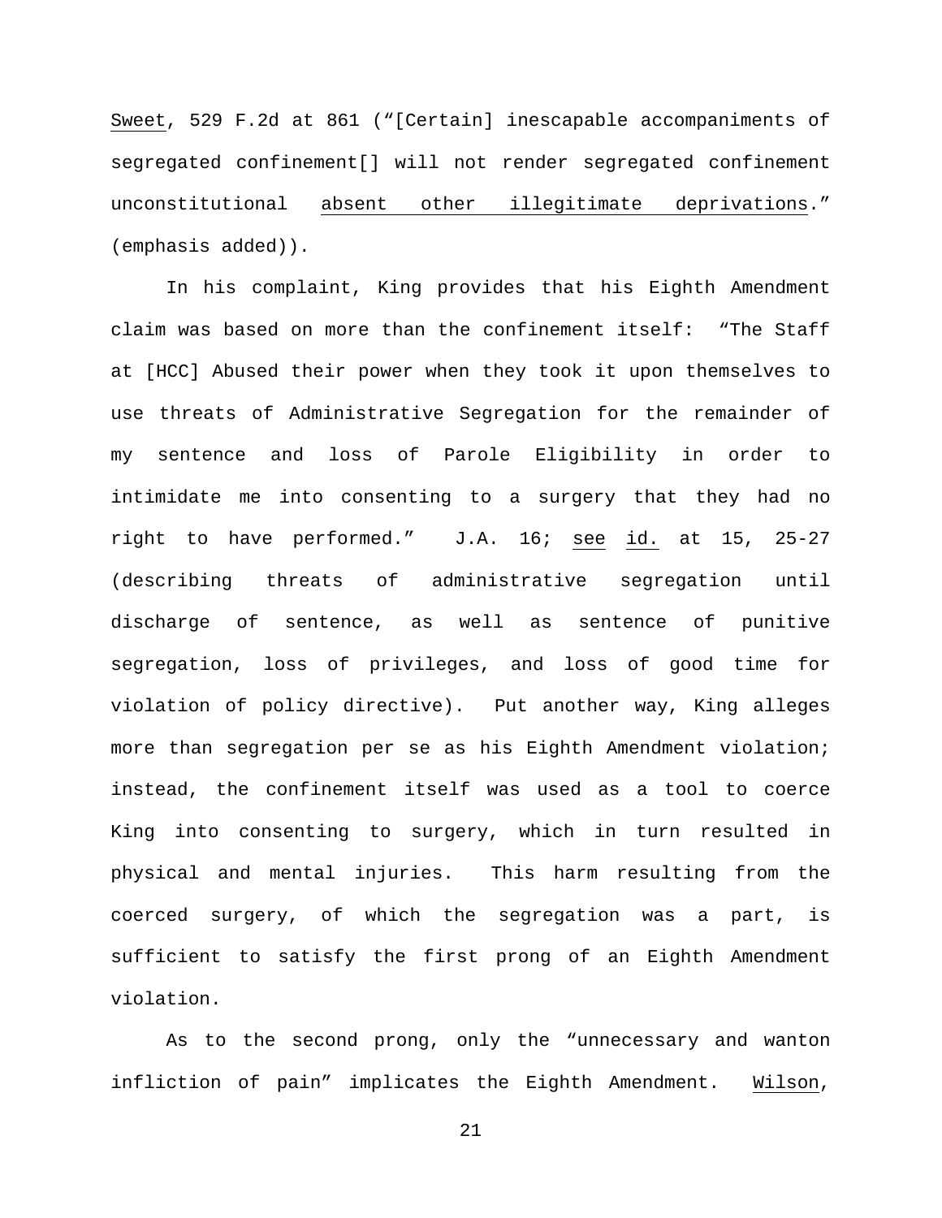Sweet, 529 F.2d at 861 ("[Certain] inescapable accompaniments of segregated confinement[] will not render segregated confinement unconstitutional absent other illegitimate deprivations." (emphasis added)).

In his complaint, King provides that his Eighth Amendment claim was based on more than the confinement itself: "The Staff at [HCC] Abused their power when they took it upon themselves to use threats of Administrative Segregation for the remainder of my sentence and loss of Parole Eligibility in order to intimidate me into consenting to a surgery that they had no right to have performed." J.A. 16; see id. at 15, 25-27 (describing threats of administrative segregation until discharge of sentence, as well as sentence of punitive segregation, loss of privileges, and loss of good time for violation of policy directive). Put another way, King alleges more than segregation per se as his Eighth Amendment violation; instead, the confinement itself was used as a tool to coerce King into consenting to surgery, which in turn resulted in physical and mental injuries. This harm resulting from the coerced surgery, of which the segregation was a part, is sufficient to satisfy the first prong of an Eighth Amendment violation.

As to the second prong, only the "unnecessary and wanton infliction of pain" implicates the Eighth Amendment. Wilson,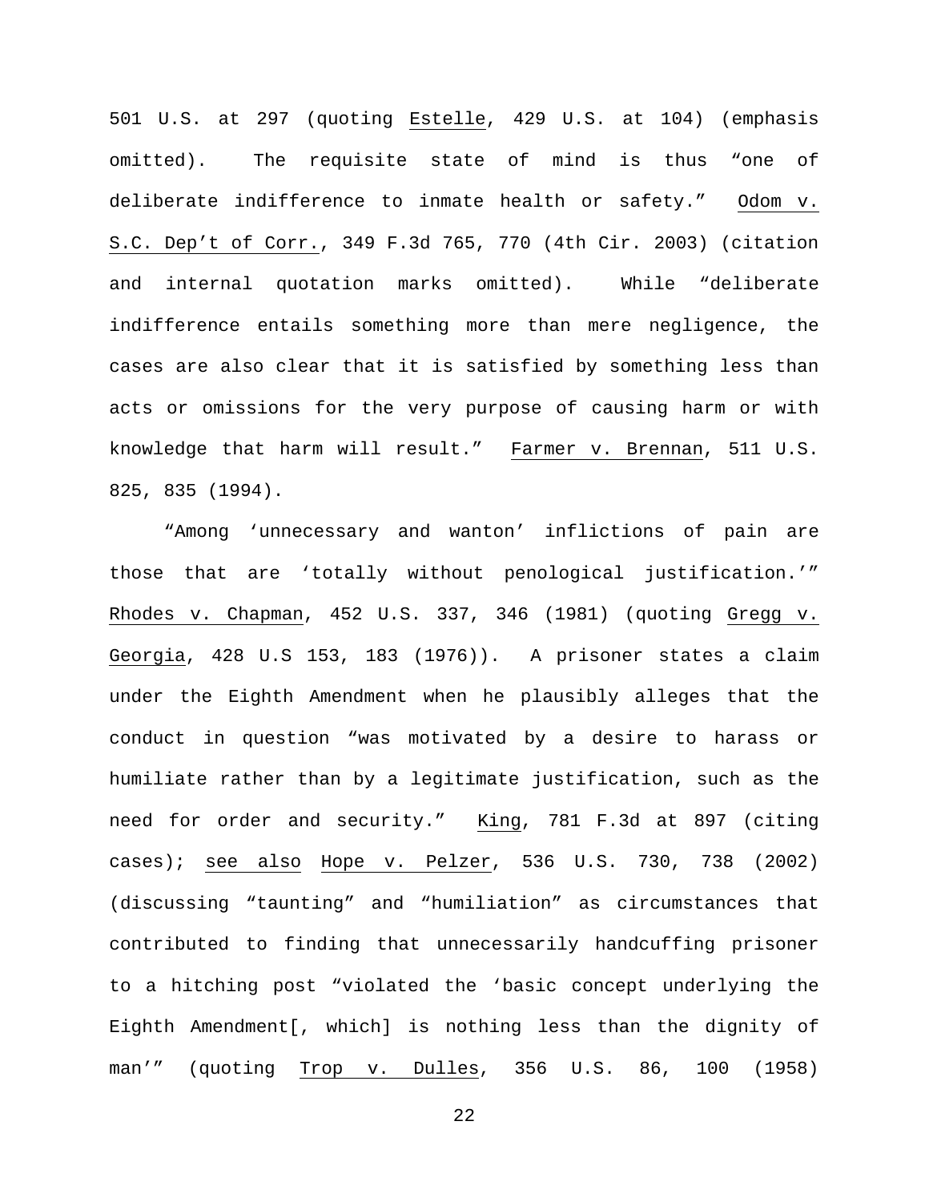501 U.S. at 297 (quoting Estelle, 429 U.S. at 104) (emphasis omitted). The requisite state of mind is thus "one of deliberate indifference to inmate health or safety." Odom v. S.C. Dep't of Corr., 349 F.3d 765, 770 (4th Cir. 2003) (citation and internal quotation marks omitted). While "deliberate indifference entails something more than mere negligence, the cases are also clear that it is satisfied by something less than acts or omissions for the very purpose of causing harm or with knowledge that harm will result." Farmer v. Brennan, 511 U.S. 825, 835 (1994).

"Among 'unnecessary and wanton' inflictions of pain are those that are 'totally without penological justification.'" Rhodes v. Chapman, 452 U.S. 337, 346 (1981) (quoting Gregg v. Georgia, 428 U.S 153, 183 (1976)). A prisoner states a claim under the Eighth Amendment when he plausibly alleges that the conduct in question "was motivated by a desire to harass or humiliate rather than by a legitimate justification, such as the need for order and security." King, 781 F.3d at 897 (citing cases); see also Hope v. Pelzer, 536 U.S. 730, 738 (2002) (discussing "taunting" and "humiliation" as circumstances that contributed to finding that unnecessarily handcuffing prisoner to a hitching post "violated the 'basic concept underlying the Eighth Amendment[, which] is nothing less than the dignity of man'" (quoting Trop v. Dulles, 356 U.S. 86, 100 (1958)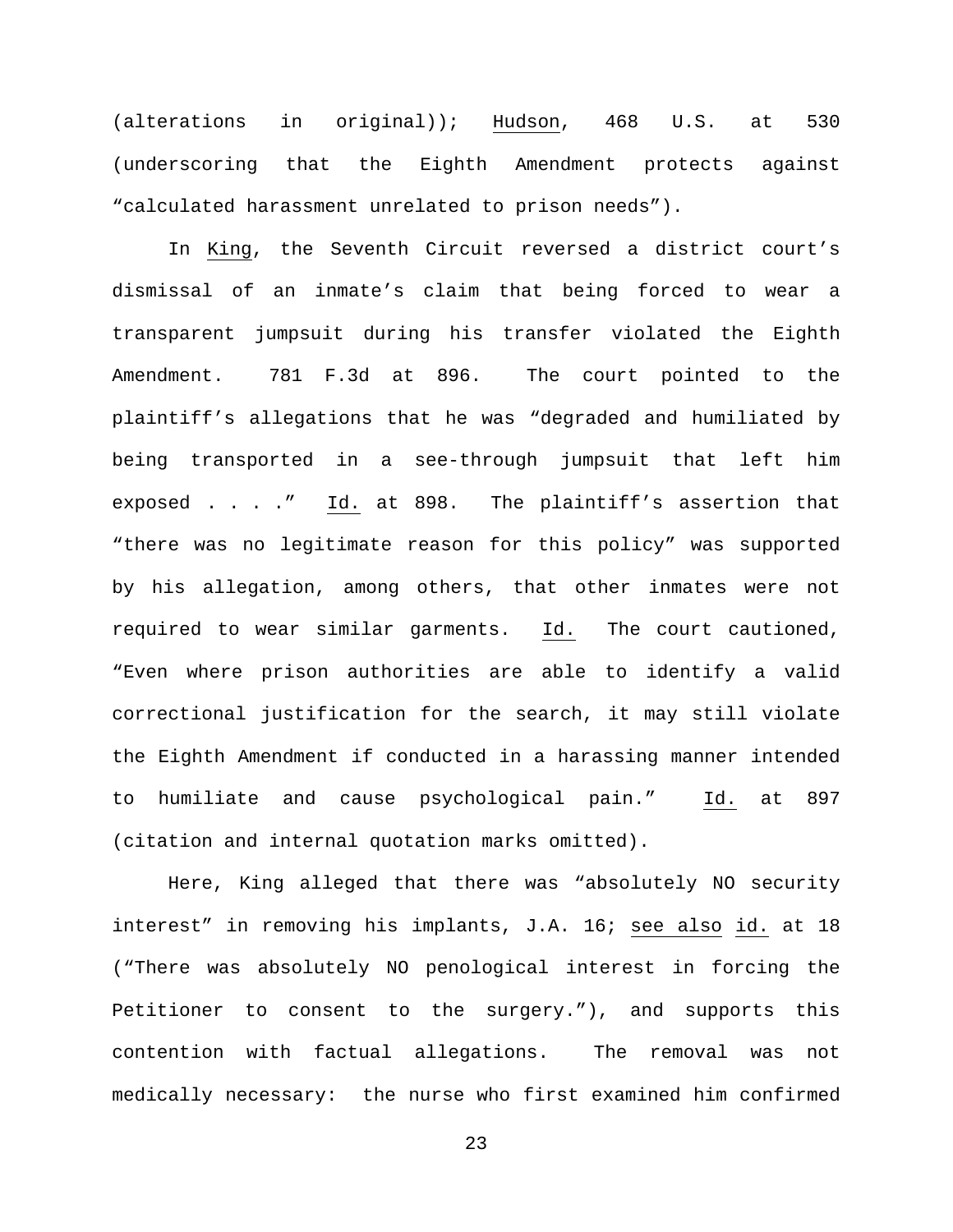(alterations in original)); Hudson, 468 U.S. at 530 (underscoring that the Eighth Amendment protects against "calculated harassment unrelated to prison needs").

In King, the Seventh Circuit reversed a district court's dismissal of an inmate's claim that being forced to wear a transparent jumpsuit during his transfer violated the Eighth Amendment. 781 F.3d at 896. The court pointed to the plaintiff's allegations that he was "degraded and humiliated by being transported in a see-through jumpsuit that left him exposed . . . ." Id. at 898. The plaintiff's assertion that "there was no legitimate reason for this policy" was supported by his allegation, among others, that other inmates were not required to wear similar garments. Id. The court cautioned, "Even where prison authorities are able to identify a valid correctional justification for the search, it may still violate the Eighth Amendment if conducted in a harassing manner intended to humiliate and cause psychological pain." Id. at 897 (citation and internal quotation marks omitted).

Here, King alleged that there was "absolutely NO security interest" in removing his implants, J.A. 16; see also id. at 18 ("There was absolutely NO penological interest in forcing the Petitioner to consent to the surgery."), and supports this contention with factual allegations. The removal was not medically necessary: the nurse who first examined him confirmed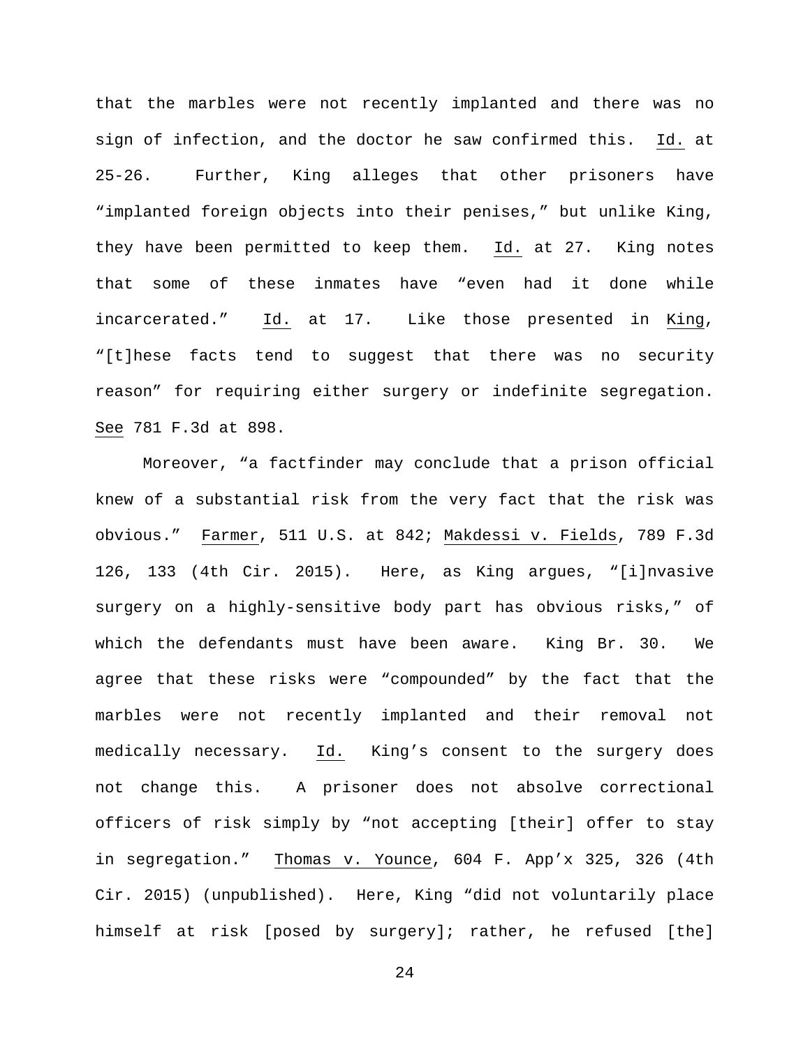that the marbles were not recently implanted and there was no sign of infection, and the doctor he saw confirmed this. Id. at 25-26. Further, King alleges that other prisoners have "implanted foreign objects into their penises," but unlike King, they have been permitted to keep them. Id. at 27. King notes that some of these inmates have "even had it done while incarcerated." Id. at 17. Like those presented in King, "[t]hese facts tend to suggest that there was no security reason" for requiring either surgery or indefinite segregation. See 781 F.3d at 898.

Moreover, "a factfinder may conclude that a prison official knew of a substantial risk from the very fact that the risk was obvious." Farmer, 511 U.S. at 842; Makdessi v. Fields, 789 F.3d 126, 133 (4th Cir. 2015). Here, as King argues, "[i]nvasive surgery on a highly-sensitive body part has obvious risks," of which the defendants must have been aware. King Br. 30. We agree that these risks were "compounded" by the fact that the marbles were not recently implanted and their removal not medically necessary. Id. King's consent to the surgery does not change this. A prisoner does not absolve correctional officers of risk simply by "not accepting [their] offer to stay in segregation." Thomas v. Younce, 604 F. App'x 325, 326 (4th Cir. 2015) (unpublished). Here, King "did not voluntarily place himself at risk [posed by surgery]; rather, he refused [the]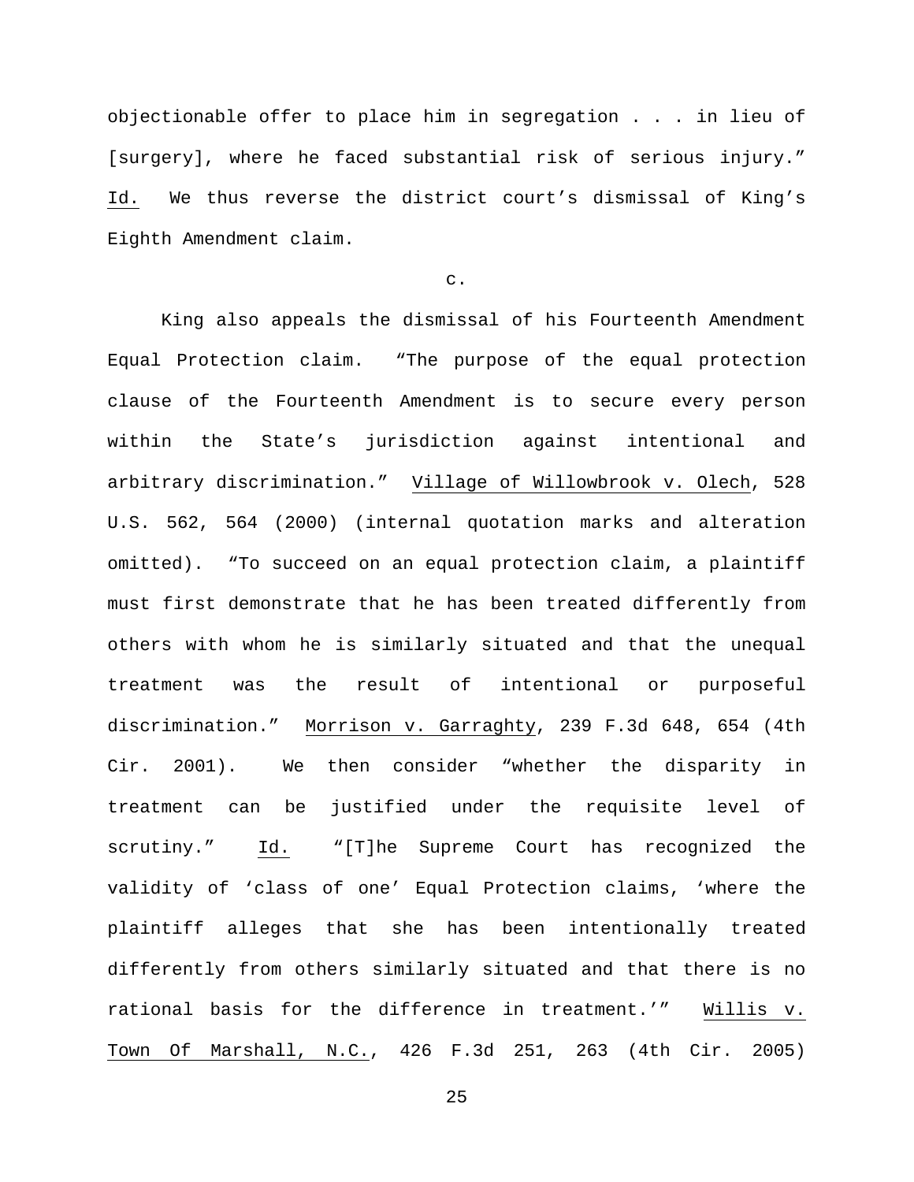objectionable offer to place him in segregation . . . in lieu of [surgery], where he faced substantial risk of serious injury." Id. We thus reverse the district court's dismissal of King's Eighth Amendment claim.

c.

King also appeals the dismissal of his Fourteenth Amendment Equal Protection claim. "The purpose of the equal protection clause of the Fourteenth Amendment is to secure every person within the State's jurisdiction against intentional and arbitrary discrimination." Village of Willowbrook v. Olech, 528 U.S. 562, 564 (2000) (internal quotation marks and alteration omitted). "To succeed on an equal protection claim, a plaintiff must first demonstrate that he has been treated differently from others with whom he is similarly situated and that the unequal treatment was the result of intentional or purposeful discrimination." Morrison v. Garraghty, 239 F.3d 648, 654 (4th Cir. 2001). We then consider "whether the disparity in treatment can be justified under the requisite level of scrutiny." Id. "[T]he Supreme Court has recognized the validity of 'class of one' Equal Protection claims, 'where the plaintiff alleges that she has been intentionally treated differently from others similarly situated and that there is no rational basis for the difference in treatment.'" Willis v. Town Of Marshall, N.C., 426 F.3d 251, 263 (4th Cir. 2005)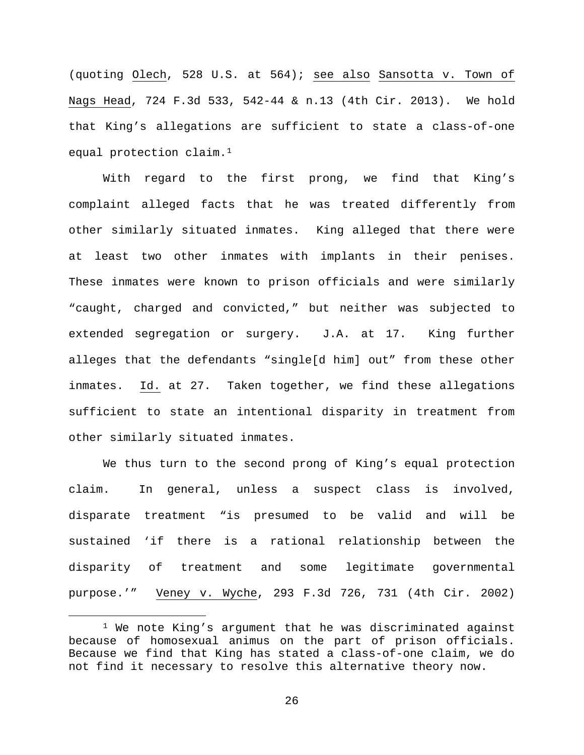(quoting Olech, 528 U.S. at 564); see also Sansotta v. Town of Nags Head, 724 F.3d 533, 542-44 & n.13 (4th Cir. 2013). We hold that King's allegations are sufficient to state a class-of-one equal protection claim.[1]

With regard to the first prong, we find that King's complaint alleged facts that he was treated differently from other similarly situated inmates. King alleged that there were at least two other inmates with implants in their penises. These inmates were known to prison officials and were similarly "caught, charged and convicted," but neither was subjected to extended segregation or surgery. J.A. at 17. King further alleges that the defendants "single[d him] out" from these other inmates. Id. at 27. Taken together, we find these allegations sufficient to state an intentional disparity in treatment from other similarly situated inmates.

We thus turn to the second prong of King's equal protection claim. In general, unless a suspect class is involved, disparate treatment "is presumed to be valid and will be sustained 'if there is a rational relationship between the disparity of treatment and some legitimate governmental purpose.'" Veney v. Wyche, 293 F.3d 726, 731 (4th Cir. 2002)

[1] We note King's argument that he was discriminated against because of homosexual animus on the part of prison officials. Because we find that King has stated a class-of-one claim, we do not find it necessary to resolve this alternative theory now.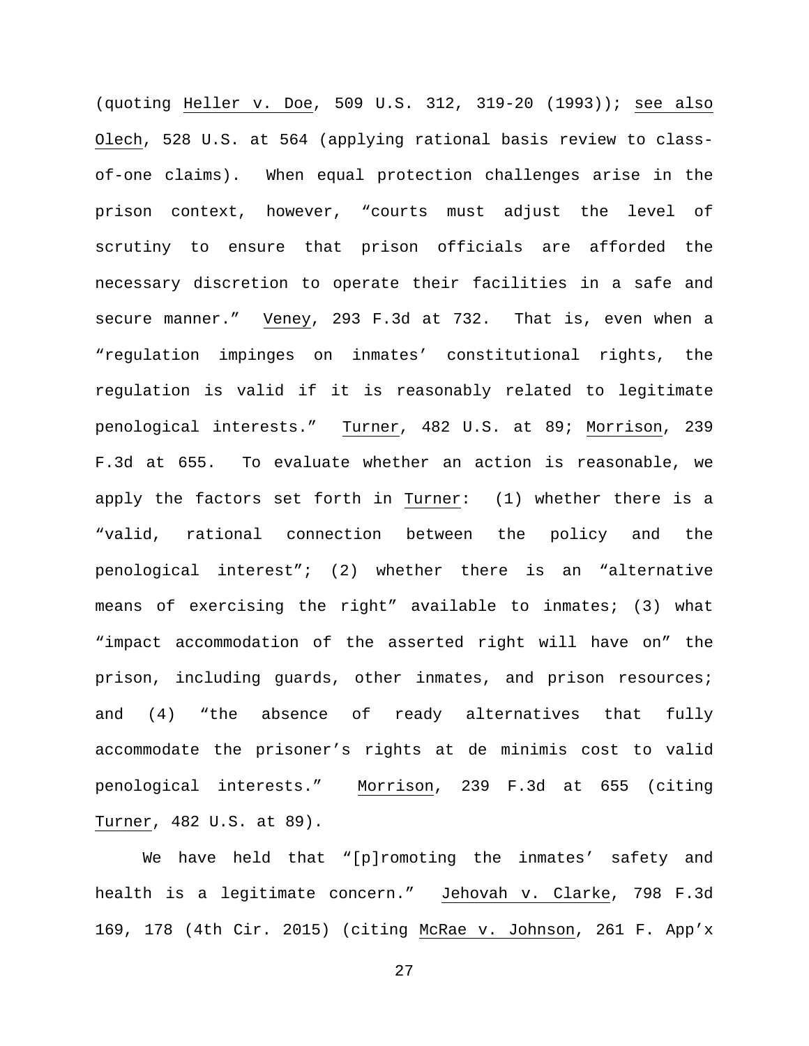(quoting Heller v. Doe, 509 U.S. 312, 319-20 (1993)); see also Olech, 528 U.S. at 564 (applying rational basis review to class-of-one claims). When equal protection challenges arise in the prison context, however, "courts must adjust the level of scrutiny to ensure that prison officials are afforded the necessary discretion to operate their facilities in a safe and secure manner." Veney, 293 F.3d at 732. That is, even when a "regulation impinges on inmates' constitutional rights, the regulation is valid if it is reasonably related to legitimate penological interests." Turner, 482 U.S. at 89; Morrison, 239 F.3d at 655. To evaluate whether an action is reasonable, we apply the factors set forth in Turner: (1) whether there is a "valid, rational connection between the policy and the penological interest"; (2) whether there is an "alternative means of exercising the right" available to inmates; (3) what "impact accommodation of the asserted right will have on" the prison, including guards, other inmates, and prison resources; and (4) "the absence of ready alternatives that fully accommodate the prisoner's rights at de minimis cost to valid penological interests." Morrison, 239 F.3d at 655 (citing Turner, 482 U.S. at 89).

We have held that "[p]romoting the inmates' safety and health is a legitimate concern." Jehovah v. Clarke, 798 F.3d 169, 178 (4th Cir. 2015) (citing McRae v. Johnson, 261 F. App'x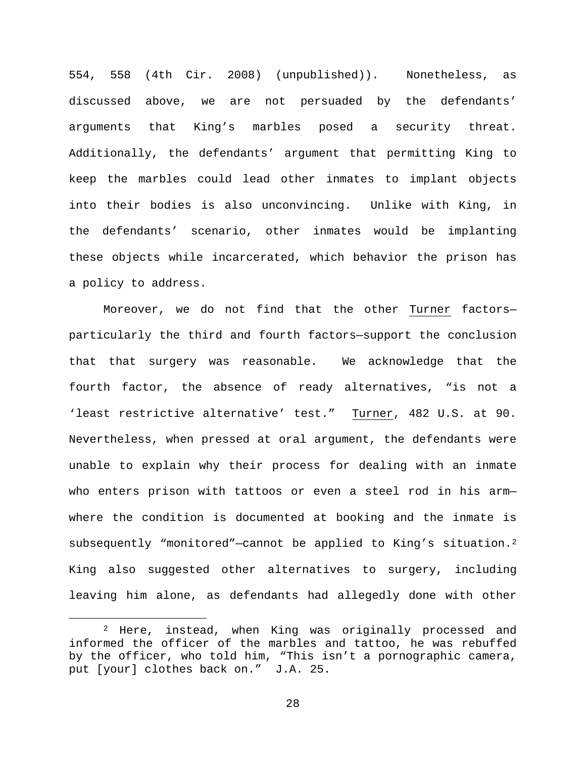554, 558 (4th Cir. 2008) (unpublished)). Nonetheless, as discussed above, we are not persuaded by the defendants' arguments that King's marbles posed a security threat. Additionally, the defendants' argument that permitting King to keep the marbles could lead other inmates to implant objects into their bodies is also unconvincing. Unlike with King, in the defendants' scenario, other inmates would be implanting these objects while incarcerated, which behavior the prison has a policy to address.

Moreover, we do not find that the other Turner factors—particularly the third and fourth factors—support the conclusion that that surgery was reasonable. We acknowledge that the fourth factor, the absence of ready alternatives, "is not a 'least restrictive alternative' test." Turner, 482 U.S. at 90. Nevertheless, when pressed at oral argument, the defendants were unable to explain why their process for dealing with an inmate who enters prison with tattoos or even a steel rod in his arm—where the condition is documented at booking and the inmate is subsequently "monitored"—cannot be applied to King's situation.[2] King also suggested other alternatives to surgery, including leaving him alone, as defendants had allegedly done with other

[2] Here, instead, when King was originally processed and informed the officer of the marbles and tattoo, he was rebuffed by the officer, who told him, "This isn't a pornographic camera, put [your] clothes back on." J.A. 25.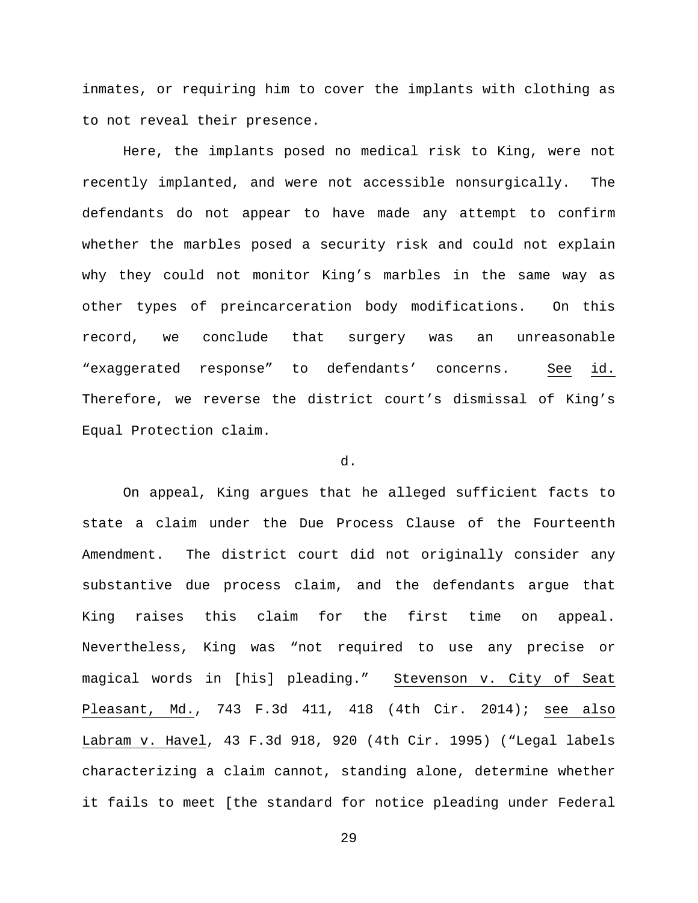inmates, or requiring him to cover the implants with clothing as to not reveal their presence.

Here, the implants posed no medical risk to King, were not recently implanted, and were not accessible nonsurgically. The defendants do not appear to have made any attempt to confirm whether the marbles posed a security risk and could not explain why they could not monitor King's marbles in the same way as other types of preincarceration body modifications. On this record, we conclude that surgery was an unreasonable "exaggerated response" to defendants' concerns. See id. Therefore, we reverse the district court's dismissal of King's Equal Protection claim.

d.

On appeal, King argues that he alleged sufficient facts to state a claim under the Due Process Clause of the Fourteenth Amendment. The district court did not originally consider any substantive due process claim, and the defendants argue that King raises this claim for the first time on appeal. Nevertheless, King was "not required to use any precise or magical words in [his] pleading." Stevenson v. City of Seat Pleasant, Md., 743 F.3d 411, 418 (4th Cir. 2014); see also Labram v. Havel, 43 F.3d 918, 920 (4th Cir. 1995) ("Legal labels characterizing a claim cannot, standing alone, determine whether it fails to meet [the standard for notice pleading under Federal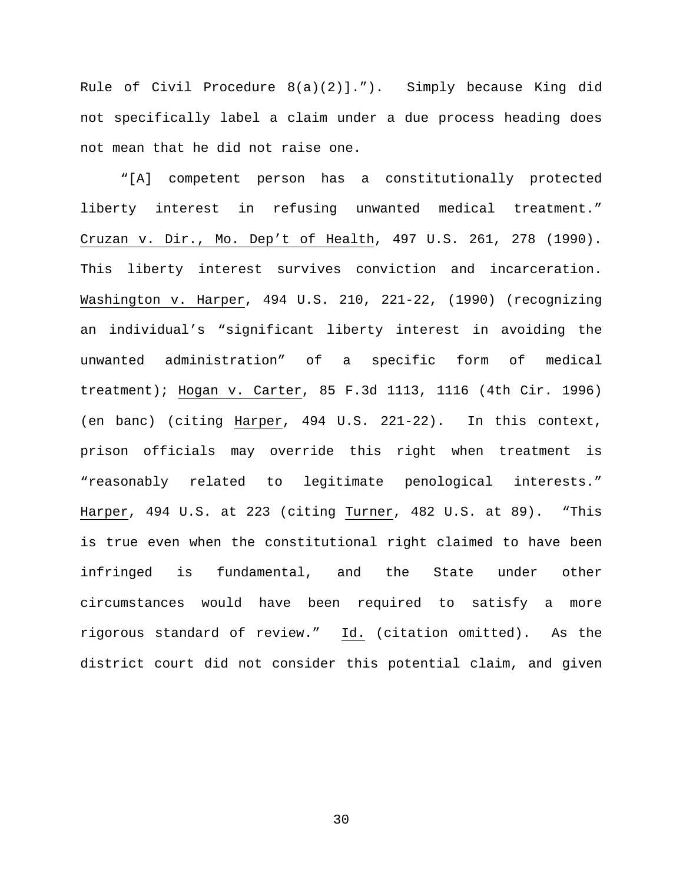Rule of Civil Procedure 8(a)(2)].”). Simply because King did not specifically label a claim under a due process heading does not mean that he did not raise one.

“[A] competent person has a constitutionally protected liberty interest in refusing unwanted medical treatment.” Cruzan v. Dir., Mo. Dep’t of Health, 497 U.S. 261, 278 (1990). This liberty interest survives conviction and incarceration. Washington v. Harper, 494 U.S. 210, 221-22, (1990) (recognizing an individual’s “significant liberty interest in avoiding the unwanted administration” of a specific form of medical treatment); Hogan v. Carter, 85 F.3d 1113, 1116 (4th Cir. 1996) (en banc) (citing Harper, 494 U.S. 221-22). In this context, prison officials may override this right when treatment is “reasonably related to legitimate penological interests.” Harper, 494 U.S. at 223 (citing Turner, 482 U.S. at 89). “This is true even when the constitutional right claimed to have been infringed is fundamental, and the State under other circumstances would have been required to satisfy a more rigorous standard of review.” Id. (citation omitted). As the district court did not consider this potential claim, and given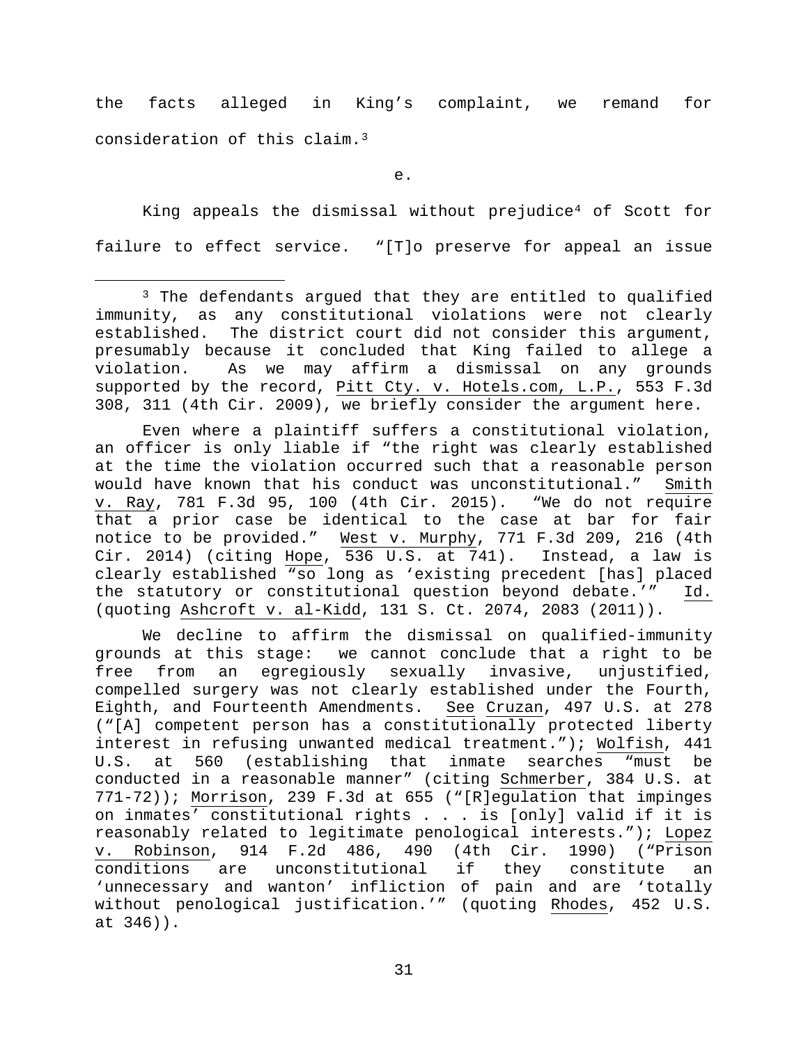the facts alleged in King's complaint, we remand for consideration of this claim.[3]

e.

King appeals the dismissal without prejudice[4] of Scott for failure to effect service. "[T]o preserve for appeal an issue

---

[3] The defendants argued that they are entitled to qualified immunity, as any constitutional violations were not clearly established. The district court did not consider this argument, presumably because it concluded that King failed to allege a violation. As we may affirm a dismissal on any grounds supported by the record, Pitt Cty. v. Hotels.com, L.P., 553 F.3d 308, 311 (4th Cir. 2009), we briefly consider the argument here.

Even where a plaintiff suffers a constitutional violation, an officer is only liable if "the right was clearly established at the time the violation occurred such that a reasonable person would have known that his conduct was unconstitutional." Smith v. Ray, 781 F.3d 95, 100 (4th Cir. 2015). "We do not require that a prior case be identical to the case at bar for fair notice to be provided." West v. Murphy, 771 F.3d 209, 216 (4th Cir. 2014) (citing Hope, 536 U.S. at 741). Instead, a law is clearly established "so long as 'existing precedent [has] placed the statutory or constitutional question beyond debate.'" Id. (quoting Ashcroft v. al-Kidd, 131 S. Ct. 2074, 2083 (2011)).

We decline to affirm the dismissal on qualified-immunity grounds at this stage: we cannot conclude that a right to be free from an egregiously sexually invasive, unjustified, compelled surgery was not clearly established under the Fourth, Eighth, and Fourteenth Amendments. See Cruzan, 497 U.S. at 278 ("[A] competent person has a constitutionally protected liberty interest in refusing unwanted medical treatment."); Wolfish, 441 U.S. at 560 (establishing that inmate searches "must be conducted in a reasonable manner" (citing Schmerber, 384 U.S. at 771-72)); Morrison, 239 F.3d at 655 ("[R]egulation that impinges on inmates' constitutional rights . . . is [only] valid if it is reasonably related to legitimate penological interests."); Lopez v. Robinson, 914 F.2d 486, 490 (4th Cir. 1990) ("Prison conditions are unconstitutional if they constitute an 'unnecessary and wanton' infliction of pain and are 'totally without penological justification.'" (quoting Rhodes, 452 U.S. at 346)).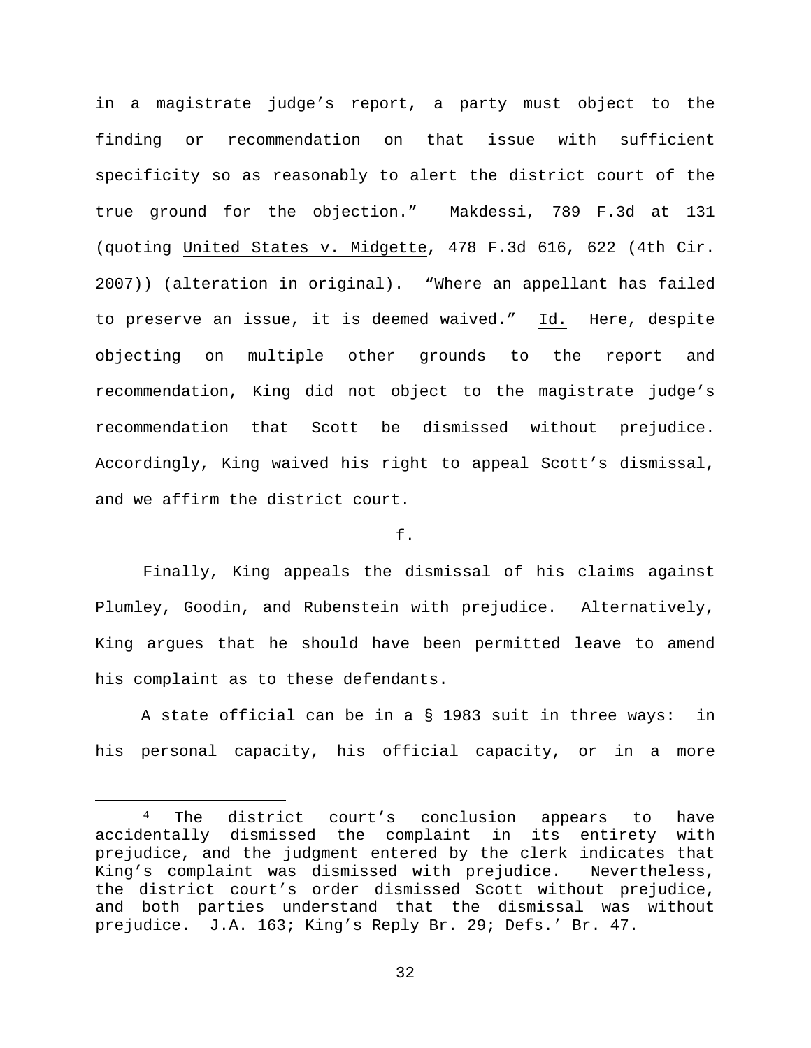in a magistrate judge's report, a party must object to the finding or recommendation on that issue with sufficient specificity so as reasonably to alert the district court of the true ground for the objection." Makdessi, 789 F.3d at 131 (quoting United States v. Midgette, 478 F.3d 616, 622 (4th Cir. 2007)) (alteration in original). "Where an appellant has failed to preserve an issue, it is deemed waived." Id. Here, despite objecting on multiple other grounds to the report and recommendation, King did not object to the magistrate judge's recommendation that Scott be dismissed without prejudice. Accordingly, King waived his right to appeal Scott's dismissal, and we affirm the district court.

f.

Finally, King appeals the dismissal of his claims against Plumley, Goodin, and Rubenstein with prejudice. Alternatively, King argues that he should have been permitted leave to amend his complaint as to these defendants.

A state official can be in a § 1983 suit in three ways: in his personal capacity, his official capacity, or in a more

---

[4] The district court's conclusion appears to have accidentally dismissed the complaint in its entirety with prejudice, and the judgment entered by the clerk indicates that King's complaint was dismissed with prejudice. Nevertheless, the district court's order dismissed Scott without prejudice, and both parties understand that the dismissal was without prejudice. J.A. 163; King's Reply Br. 29; Defs.' Br. 47.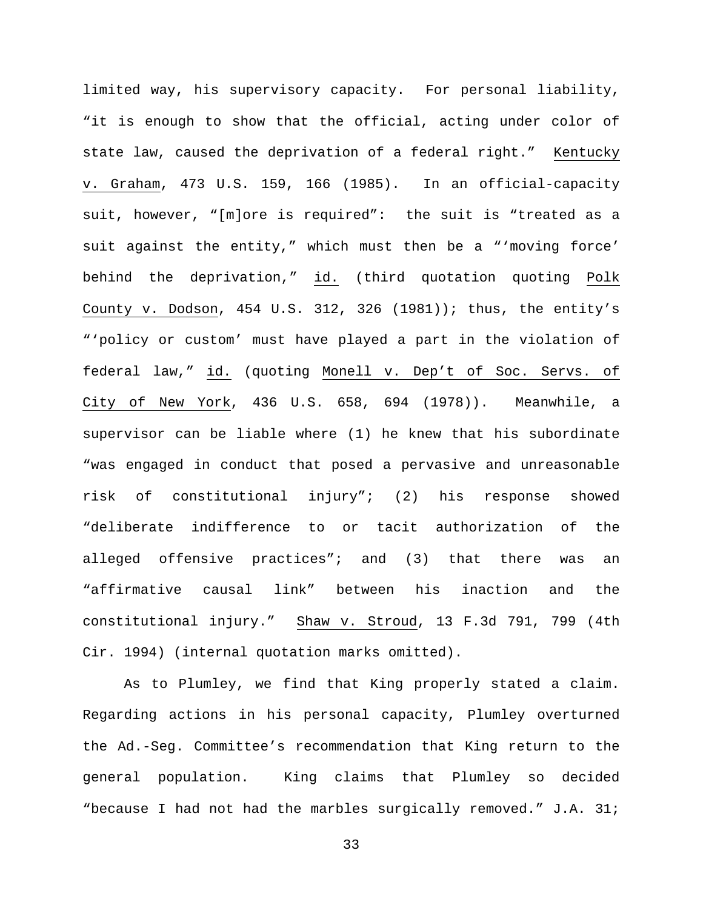limited way, his supervisory capacity. For personal liability, "it is enough to show that the official, acting under color of state law, caused the deprivation of a federal right." Kentucky v. Graham, 473 U.S. 159, 166 (1985). In an official-capacity suit, however, "[m]ore is required": the suit is "treated as a suit against the entity," which must then be a "'moving force' behind the deprivation," id. (third quotation quoting Polk County v. Dodson, 454 U.S. 312, 326 (1981)); thus, the entity's "'policy or custom' must have played a part in the violation of federal law," id. (quoting Monell v. Dep't of Soc. Servs. of City of New York, 436 U.S. 658, 694 (1978)). Meanwhile, a supervisor can be liable where (1) he knew that his subordinate "was engaged in conduct that posed a pervasive and unreasonable risk of constitutional injury"; (2) his response showed "deliberate indifference to or tacit authorization of the alleged offensive practices"; and (3) that there was an "affirmative causal link" between his inaction and the constitutional injury." Shaw v. Stroud, 13 F.3d 791, 799 (4th Cir. 1994) (internal quotation marks omitted).

As to Plumley, we find that King properly stated a claim. Regarding actions in his personal capacity, Plumley overturned the Ad.-Seg. Committee's recommendation that King return to the general population. King claims that Plumley so decided "because I had not had the marbles surgically removed." J.A. 31;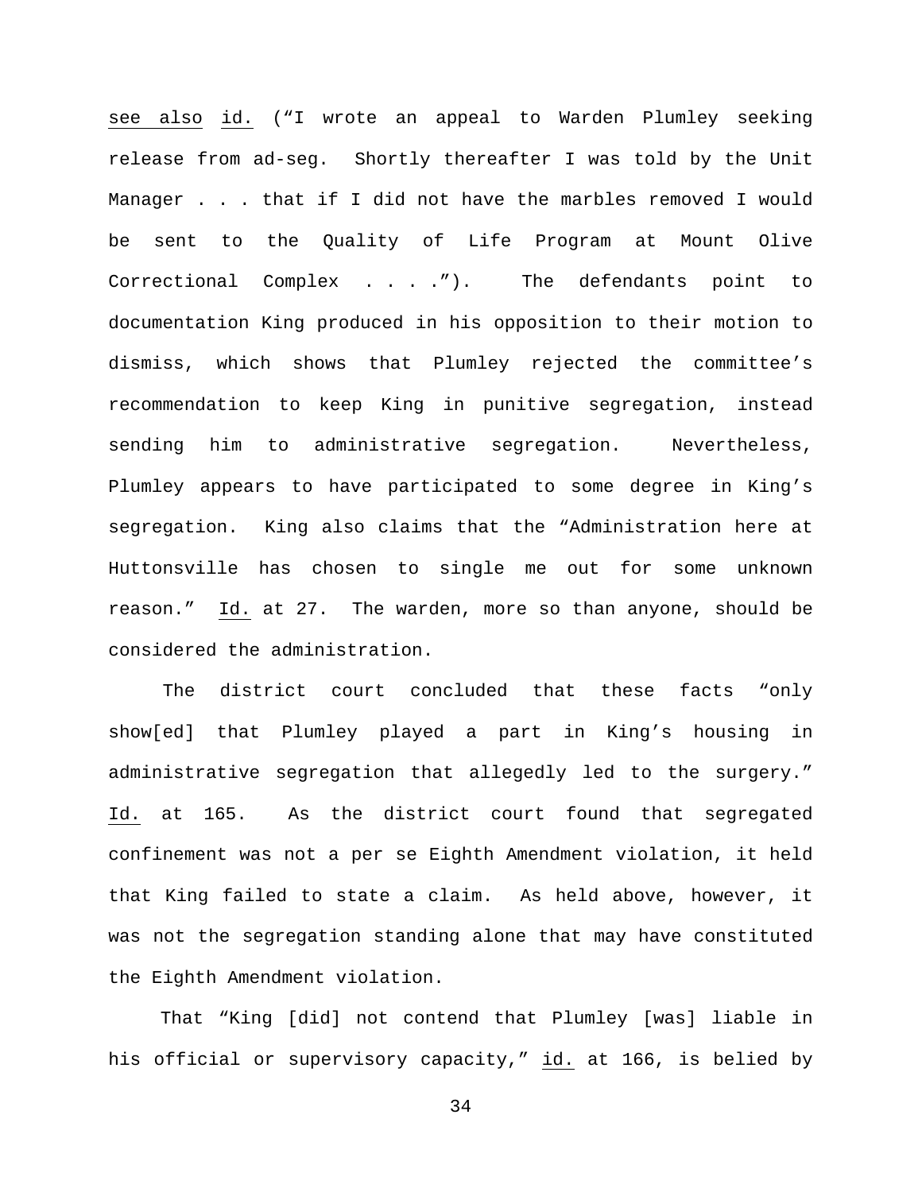see also id. ("I wrote an appeal to Warden Plumley seeking release from ad-seg. Shortly thereafter I was told by the Unit Manager . . . that if I did not have the marbles removed I would be sent to the Quality of Life Program at Mount Olive Correctional Complex . . . ."). The defendants point to documentation King produced in his opposition to their motion to dismiss, which shows that Plumley rejected the committee's recommendation to keep King in punitive segregation, instead sending him to administrative segregation. Nevertheless, Plumley appears to have participated to some degree in King's segregation. King also claims that the "Administration here at Huttonsville has chosen to single me out for some unknown reason." Id. at 27. The warden, more so than anyone, should be considered the administration.

The district court concluded that these facts "only show[ed] that Plumley played a part in King's housing in administrative segregation that allegedly led to the surgery." Id. at 165. As the district court found that segregated confinement was not a per se Eighth Amendment violation, it held that King failed to state a claim. As held above, however, it was not the segregation standing alone that may have constituted the Eighth Amendment violation.

That "King [did] not contend that Plumley [was] liable in his official or supervisory capacity," id. at 166, is belied by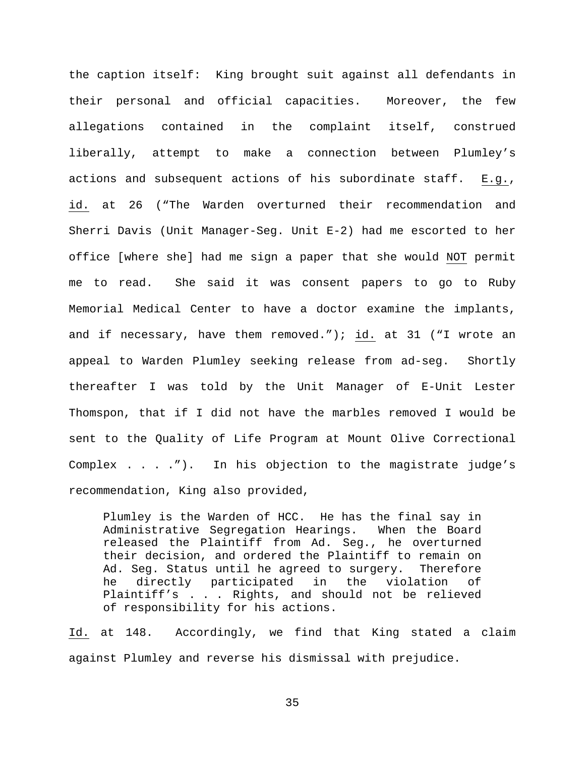the caption itself: King brought suit against all defendants in their personal and official capacities. Moreover, the few allegations contained in the complaint itself, construed liberally, attempt to make a connection between Plumley's actions and subsequent actions of his subordinate staff. E.g., id. at 26 ("The Warden overturned their recommendation and Sherri Davis (Unit Manager-Seg. Unit E-2) had me escorted to her office [where she] had me sign a paper that she would NOT permit me to read. She said it was consent papers to go to Ruby Memorial Medical Center to have a doctor examine the implants, and if necessary, have them removed."); id. at 31 ("I wrote an appeal to Warden Plumley seeking release from ad-seg. Shortly thereafter I was told by the Unit Manager of E-Unit Lester Thomspon, that if I did not have the marbles removed I would be sent to the Quality of Life Program at Mount Olive Correctional Complex . . . ."). In his objection to the magistrate judge's recommendation, King also provided,

> Plumley is the Warden of HCC. He has the final say in Administrative Segregation Hearings. When the Board released the Plaintiff from Ad. Seg., he overturned their decision, and ordered the Plaintiff to remain on Ad. Seg. Status until he agreed to surgery. Therefore he directly participated in the violation of Plaintiff's . . . Rights, and should not be relieved of responsibility for his actions.

Id. at 148. Accordingly, we find that King stated a claim against Plumley and reverse his dismissal with prejudice.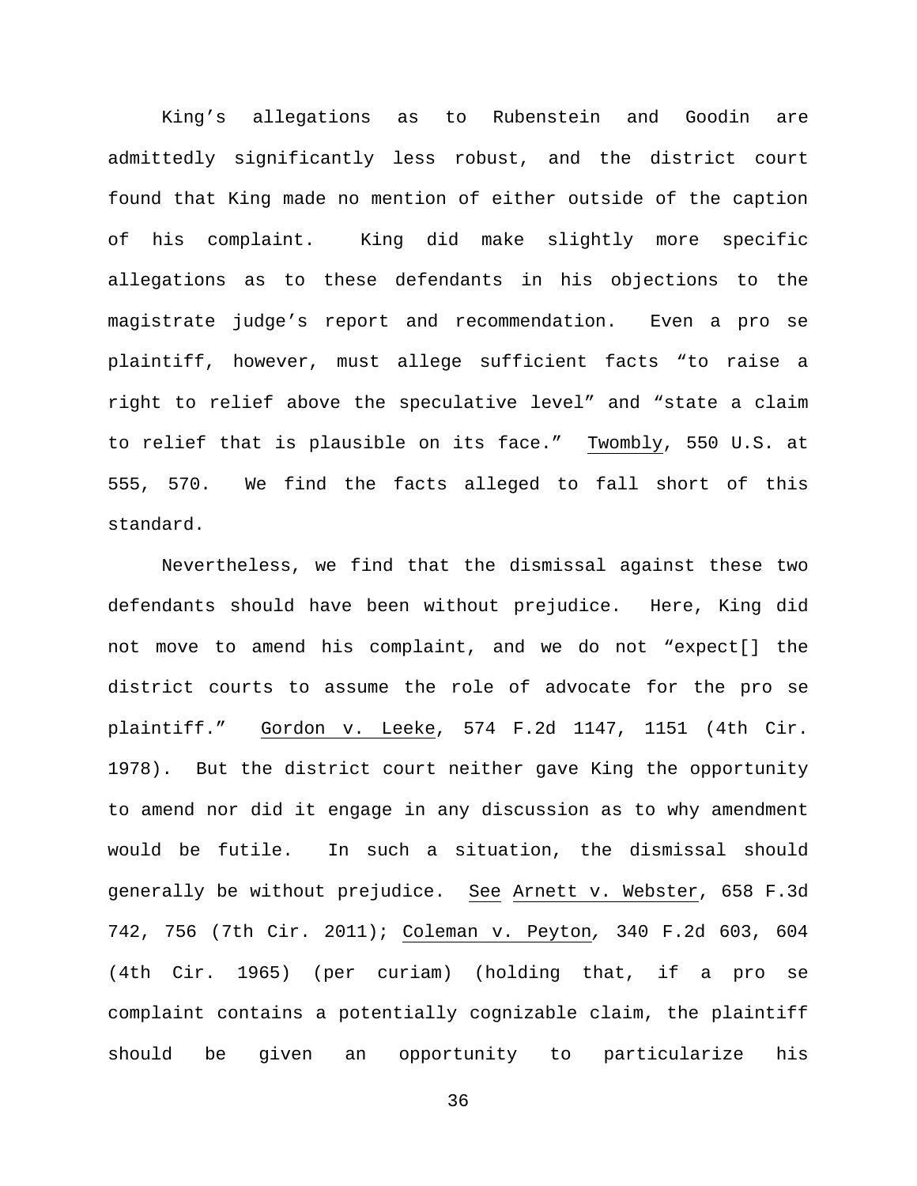King's allegations as to Rubenstein and Goodin are admittedly significantly less robust, and the district court found that King made no mention of either outside of the caption of his complaint. King did make slightly more specific allegations as to these defendants in his objections to the magistrate judge's report and recommendation. Even a pro se plaintiff, however, must allege sufficient facts "to raise a right to relief above the speculative level" and "state a claim to relief that is plausible on its face." Twombly, 550 U.S. at 555, 570. We find the facts alleged to fall short of this standard.

Nevertheless, we find that the dismissal against these two defendants should have been without prejudice. Here, King did not move to amend his complaint, and we do not "expect[] the district courts to assume the role of advocate for the pro se plaintiff." Gordon v. Leeke, 574 F.2d 1147, 1151 (4th Cir. 1978). But the district court neither gave King the opportunity to amend nor did it engage in any discussion as to why amendment would be futile. In such a situation, the dismissal should generally be without prejudice. See Arnett v. Webster, 658 F.3d 742, 756 (7th Cir. 2011); Coleman v. Peyton, 340 F.2d 603, 604 (4th Cir. 1965) (per curiam) (holding that, if a pro se complaint contains a potentially cognizable claim, the plaintiff should be given an opportunity to particularize his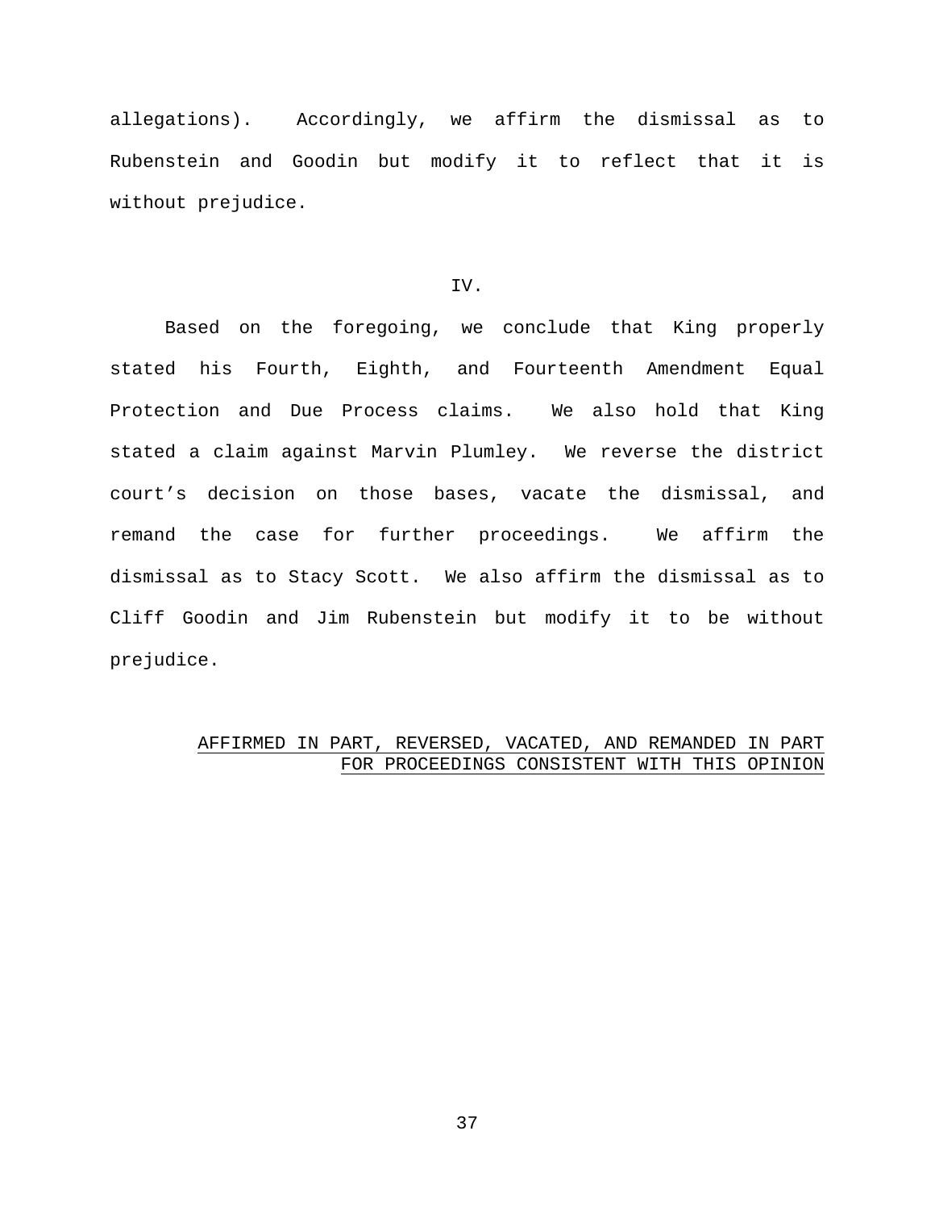allegations). Accordingly, we affirm the dismissal as to Rubenstein and Goodin but modify it to reflect that it is without prejudice.

## IV.

Based on the foregoing, we conclude that King properly stated his Fourth, Eighth, and Fourteenth Amendment Equal Protection and Due Process claims. We also hold that King stated a claim against Marvin Plumley. We reverse the district court's decision on those bases, vacate the dismissal, and remand the case for further proceedings. We affirm the dismissal as to Stacy Scott. We also affirm the dismissal as to Cliff Goodin and Jim Rubenstein but modify it to be without prejudice.

<u>AFFIRMED IN PART, REVERSED, VACATED, AND REMANDED IN PART FOR PROCEEDINGS CONSISTENT WITH THIS OPINION</u>